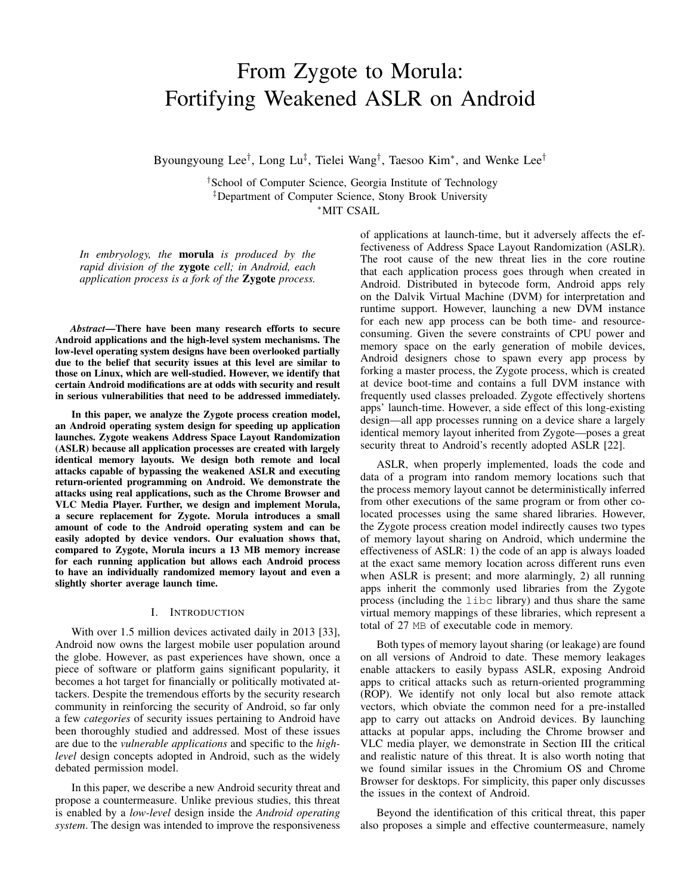# From Zygote to Morula: Fortifying Weakened ASLR on Android

Byoungyoung Lee[†], Long Lu[‡], Tielei Wang[†], Taesoo Kim[*], and Wenke Lee[†]

[†]School of Computer Science, Georgia Institute of Technology
[‡]Department of Computer Science, Stony Brook University
[*]MIT CSAIL

*In embryology, the* **morula** *is produced by the rapid division of the* **zygote** *cell; in Android, each application process is a fork of the* **Zygote** *process.*

***Abstract*—There have been many research efforts to secure Android applications and the high-level system mechanisms. The low-level operating system designs have been overlooked partially due to the belief that security issues at this level are similar to those on Linux, which are well-studied. However, we identify that certain Android modifications are at odds with security and result in serious vulnerabilities that need to be addressed immediately.**

**In this paper, we analyze the Zygote process creation model, an Android operating system design for speeding up application launches. Zygote weakens Address Space Layout Randomization (ASLR) because all application processes are created with largely identical memory layouts. We design both remote and local attacks capable of bypassing the weakened ASLR and executing return-oriented programming on Android. We demonstrate the attacks using real applications, such as the Chrome Browser and VLC Media Player. Further, we design and implement Morula, a secure replacement for Zygote. Morula introduces a small amount of code to the Android operating system and can be easily adopted by device vendors. Our evaluation shows that, compared to Zygote, Morula incurs a 13 MB memory increase for each running application but allows each Android process to have an individually randomized memory layout and even a slightly shorter average launch time.**

## I. Introduction

With over 1.5 million devices activated daily in 2013 [33], Android now owns the largest mobile user population around the globe. However, as past experiences have shown, once a piece of software or platform gains significant popularity, it becomes a hot target for financially or politically motivated attackers. Despite the tremendous efforts by the security research community in reinforcing the security of Android, so far only a few *categories* of security issues pertaining to Android have been thoroughly studied and addressed. Most of these issues are due to the *vulnerable applications* and specific to the *high-level* design concepts adopted in Android, such as the widely debated permission model.

In this paper, we describe a new Android security threat and propose a countermeasure. Unlike previous studies, this threat is enabled by a *low-level* design inside the *Android operating system*. The design was intended to improve the responsiveness of applications at launch-time, but it adversely affects the effectiveness of Address Space Layout Randomization (ASLR). The root cause of the new threat lies in the core routine that each application process goes through when created in Android. Distributed in bytecode form, Android apps rely on the Dalvik Virtual Machine (DVM) for interpretation and runtime support. However, launching a new DVM instance for each new app process can be both time- and resource-consuming. Given the severe constraints of CPU power and memory space on the early generation of mobile devices, Android designers chose to spawn every app process by forking a master process, the Zygote process, which is created at device boot-time and contains a full DVM instance with frequently used classes preloaded. Zygote effectively shortens apps' launch-time. However, a side effect of this long-existing design—all app processes running on a device share a largely identical memory layout inherited from Zygote—poses a great security threat to Android's recently adopted ASLR [22].

ASLR, when properly implemented, loads the code and data of a program into random memory locations such that the process memory layout cannot be deterministically inferred from other executions of the same program or from other co-located processes using the same shared libraries. However, the Zygote process creation model indirectly causes two types of memory layout sharing on Android, which undermine the effectiveness of ASLR: 1) the code of an app is always loaded at the exact same memory location across different runs even when ASLR is present; and more alarmingly, 2) all running apps inherit the commonly used libraries from the Zygote process (including the `libc` library) and thus share the same virtual memory mappings of these libraries, which represent a total of 27 `MB` of executable code in memory.

Both types of memory layout sharing (or leakage) are found on all versions of Android to date. These memory leakages enable attackers to easily bypass ASLR, exposing Android apps to critical attacks such as return-oriented programming (ROP). We identify not only local but also remote attack vectors, which obviate the common need for a pre-installed app to carry out attacks on Android devices. By launching attacks at popular apps, including the Chrome browser and VLC media player, we demonstrate in Section III the critical and realistic nature of this threat. It is also worth noting that we found similar issues in the Chromium OS and Chrome Browser for desktops. For simplicity, this paper only discusses the issues in the context of Android.

Beyond the identification of this critical threat, this paper also proposes a simple and effective countermeasure, namely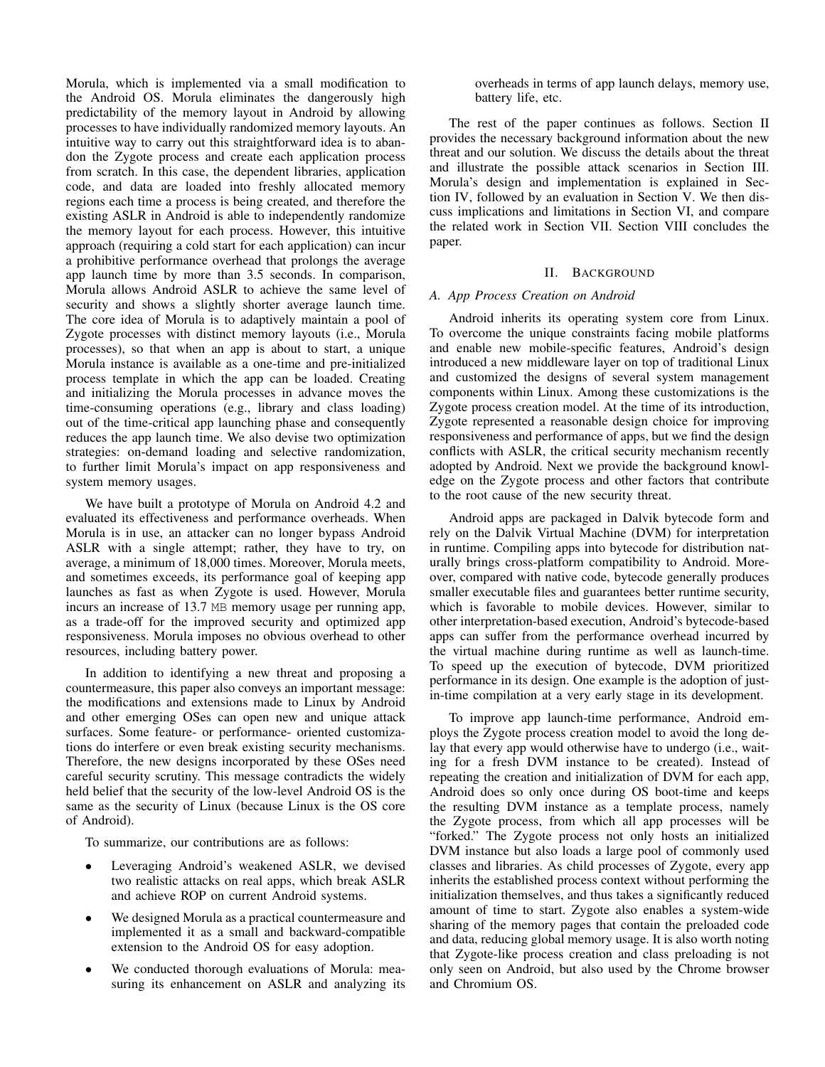Morula, which is implemented via a small modification to the Android OS. Morula eliminates the dangerously high predictability of the memory layout in Android by allowing processes to have individually randomized memory layouts. An intuitive way to carry out this straightforward idea is to abandon the Zygote process and create each application process from scratch. In this case, the dependent libraries, application code, and data are loaded into freshly allocated memory regions each time a process is being created, and therefore the existing ASLR in Android is able to independently randomize the memory layout for each process. However, this intuitive approach (requiring a cold start for each application) can incur a prohibitive performance overhead that prolongs the average app launch time by more than 3.5 seconds. In comparison, Morula allows Android ASLR to achieve the same level of security and shows a slightly shorter average launch time. The core idea of Morula is to adaptively maintain a pool of Zygote processes with distinct memory layouts (i.e., Morula processes), so that when an app is about to start, a unique Morula instance is available as a one-time and pre-initialized process template in which the app can be loaded. Creating and initializing the Morula processes in advance moves the time-consuming operations (e.g., library and class loading) out of the time-critical app launching phase and consequently reduces the app launch time. We also devise two optimization strategies: on-demand loading and selective randomization, to further limit Morula's impact on app responsiveness and system memory usages.

We have built a prototype of Morula on Android 4.2 and evaluated its effectiveness and performance overheads. When Morula is in use, an attacker can no longer bypass Android ASLR with a single attempt; rather, they have to try, on average, a minimum of 18,000 times. Moreover, Morula meets, and sometimes exceeds, its performance goal of keeping app launches as fast as when Zygote is used. However, Morula incurs an increase of 13.7 MB memory usage per running app, as a trade-off for the improved security and optimized app responsiveness. Morula imposes no obvious overhead to other resources, including battery power.

In addition to identifying a new threat and proposing a countermeasure, this paper also conveys an important message: the modifications and extensions made to Linux by Android and other emerging OSes can open new and unique attack surfaces. Some feature- or performance- oriented customizations do interfere or even break existing security mechanisms. Therefore, the new designs incorporated by these OSes need careful security scrutiny. This message contradicts the widely held belief that the security of the low-level Android OS is the same as the security of Linux (because Linux is the OS core of Android).

To summarize, our contributions are as follows:

- Leveraging Android's weakened ASLR, we devised two realistic attacks on real apps, which break ASLR and achieve ROP on current Android systems.
- We designed Morula as a practical countermeasure and implemented it as a small and backward-compatible extension to the Android OS for easy adoption.
- We conducted thorough evaluations of Morula: measuring its enhancement on ASLR and analyzing its overheads in terms of app launch delays, memory use, battery life, etc.

The rest of the paper continues as follows. Section II provides the necessary background information about the new threat and our solution. We discuss the details about the threat and illustrate the possible attack scenarios in Section III. Morula's design and implementation is explained in Section IV, followed by an evaluation in Section V. We then discuss implications and limitations in Section VI, and compare the related work in Section VII. Section VIII concludes the paper.

## II. Background

### A. App Process Creation on Android

Android inherits its operating system core from Linux. To overcome the unique constraints facing mobile platforms and enable new mobile-specific features, Android's design introduced a new middleware layer on top of traditional Linux and customized the designs of several system management components within Linux. Among these customizations is the Zygote process creation model. At the time of its introduction, Zygote represented a reasonable design choice for improving responsiveness and performance of apps, but we find the design conflicts with ASLR, the critical security mechanism recently adopted by Android. Next we provide the background knowledge on the Zygote process and other factors that contribute to the root cause of the new security threat.

Android apps are packaged in Dalvik bytecode form and rely on the Dalvik Virtual Machine (DVM) for interpretation in runtime. Compiling apps into bytecode for distribution naturally brings cross-platform compatibility to Android. Moreover, compared with native code, bytecode generally produces smaller executable files and guarantees better runtime security, which is favorable to mobile devices. However, similar to other interpretation-based execution, Android's bytecode-based apps can suffer from the performance overhead incurred by the virtual machine during runtime as well as launch-time. To speed up the execution of bytecode, DVM prioritized performance in its design. One example is the adoption of just-in-time compilation at a very early stage in its development.

To improve app launch-time performance, Android employs the Zygote process creation model to avoid the long delay that every app would otherwise have to undergo (i.e., waiting for a fresh DVM instance to be created). Instead of repeating the creation and initialization of DVM for each app, Android does so only once during OS boot-time and keeps the resulting DVM instance as a template process, namely the Zygote process, from which all app processes will be "forked." The Zygote process not only hosts an initialized DVM instance but also loads a large pool of commonly used classes and libraries. As child processes of Zygote, every app inherits the established process context without performing the initialization themselves, and thus takes a significantly reduced amount of time to start. Zygote also enables a system-wide sharing of the memory pages that contain the preloaded code and data, reducing global memory usage. It is also worth noting that Zygote-like process creation and class preloading is not only seen on Android, but also used by the Chrome browser and Chromium OS.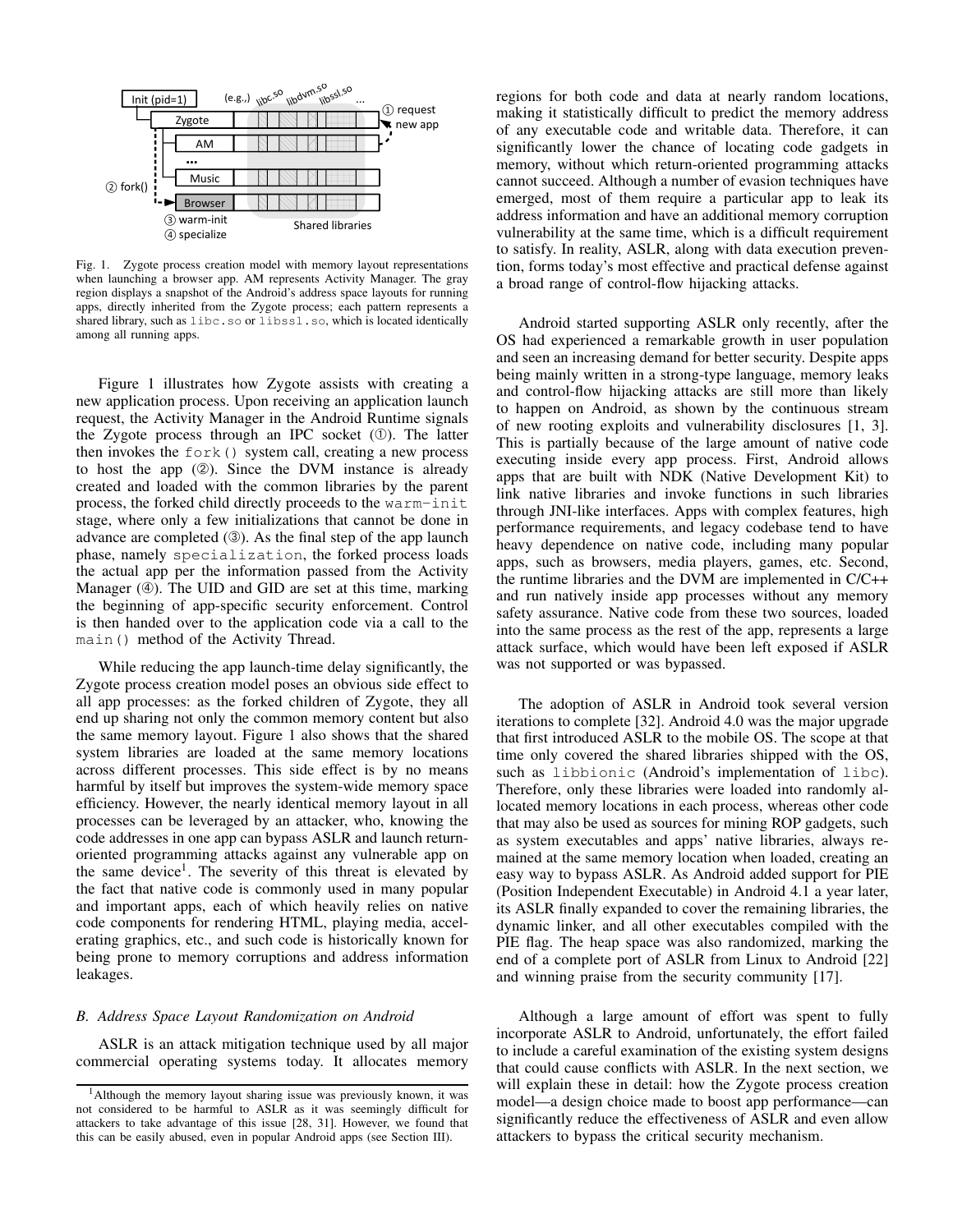Init (pid=1)

Zygote

AM

...

Music

Browser

(e.g.,) libc.so libdvm.so libssl.so ...

① request new app

② fork()

③ warm-init

④ specialize

Shared libraries

Fig. 1. Zygote process creation model with memory layout representations when launching a browser app. AM represents Activity Manager. The gray region displays a snapshot of the Android's address space layouts for running apps, directly inherited from the Zygote process; each pattern represents a shared library, such as `libc.so` or `libssl.so`, which is located identically among all running apps.

Figure 1 illustrates how Zygote assists with creating a new application process. Upon receiving an application launch request, the Activity Manager in the Android Runtime signals the Zygote process through an IPC socket (①). The latter then invokes the `fork()` system call, creating a new process to host the app (②). Since the DVM instance is already created and loaded with the common libraries by the parent process, the forked child directly proceeds to the `warm-init` stage, where only a few initializations that cannot be done in advance are completed (③). As the final step of the app launch phase, namely `specialization`, the forked process loads the actual app per the information passed from the Activity Manager (④). The UID and GID are set at this time, marking the beginning of app-specific security enforcement. Control is then handed over to the application code via a call to the `main()` method of the Activity Thread.

While reducing the app launch-time delay significantly, the Zygote process creation model poses an obvious side effect to all app processes: as the forked children of Zygote, they all end up sharing not only the common memory content but also the same memory layout. Figure 1 also shows that the shared system libraries are loaded at the same memory locations across different processes. This side effect is by no means harmful by itself but improves the system-wide memory space efficiency. However, the nearly identical memory layout in all processes can be leveraged by an attacker, who, knowing the code addresses in one app can bypass ASLR and launch return-oriented programming attacks against any vulnerable app on the same device[1]. The severity of this threat is elevated by the fact that native code is commonly used in many popular and important apps, each of which heavily relies on native code components for rendering HTML, playing media, accelerating graphics, etc., and such code is historically known for being prone to memory corruptions and address information leakages.

### *B. Address Space Layout Randomization on Android*

ASLR is an attack mitigation technique used by all major commercial operating systems today. It allocates memory regions for both code and data at nearly random locations, making it statistically difficult to predict the memory address of any executable code and writable data. Therefore, it can significantly lower the chance of locating code gadgets in memory, without which return-oriented programming attacks cannot succeed. Although a number of evasion techniques have emerged, most of them require a particular app to leak its address information and have an additional memory corruption vulnerability at the same time, which is a difficult requirement to satisfy. In reality, ASLR, along with data execution prevention, forms today's most effective and practical defense against a broad range of control-flow hijacking attacks.

Android started supporting ASLR only recently, after the OS had experienced a remarkable growth in user population and seen an increasing demand for better security. Despite apps being mainly written in a strong-type language, memory leaks and control-flow hijacking attacks are still more than likely to happen on Android, as shown by the continuous stream of new rooting exploits and vulnerability disclosures [1, 3]. This is partially because of the large amount of native code executing inside every app process. First, Android allows apps that are built with NDK (Native Development Kit) to link native libraries and invoke functions in such libraries through JNI-like interfaces. Apps with complex features, high performance requirements, and legacy codebase tend to have heavy dependence on native code, including many popular apps, such as browsers, media players, games, etc. Second, the runtime libraries and the DVM are implemented in C/C++ and run natively inside app processes without any memory safety assurance. Native code from these two sources, loaded into the same process as the rest of the app, represents a large attack surface, which would have been left exposed if ASLR was not supported or was bypassed.

The adoption of ASLR in Android took several version iterations to complete [32]. Android 4.0 was the major upgrade that first introduced ASLR to the mobile OS. The scope at that time only covered the shared libraries shipped with the OS, such as `libbionic` (Android's implementation of `libc`). Therefore, only these libraries were loaded into randomly allocated memory locations in each process, whereas other code that may also be used as sources for mining ROP gadgets, such as system executables and apps' native libraries, always remained at the same memory location when loaded, creating an easy way to bypass ASLR. As Android added support for PIE (Position Independent Executable) in Android 4.1 a year later, its ASLR finally expanded to cover the remaining libraries, the dynamic linker, and all other executables compiled with the PIE flag. The heap space was also randomized, marking the end of a complete port of ASLR from Linux to Android [22] and winning praise from the security community [17].

Although a large amount of effort was spent to fully incorporate ASLR to Android, unfortunately, the effort failed to include a careful examination of the existing system designs that could cause conflicts with ASLR. In the next section, we will explain these in detail: how the Zygote process creation model—a design choice made to boost app performance—can significantly reduce the effectiveness of ASLR and even allow attackers to bypass the critical security mechanism.

[1] Although the memory layout sharing issue was previously known, it was not considered to be harmful to ASLR as it was seemingly difficult for attackers to take advantage of this issue [28, 31]. However, we found that this can be easily abused, even in popular Android apps (see Section III).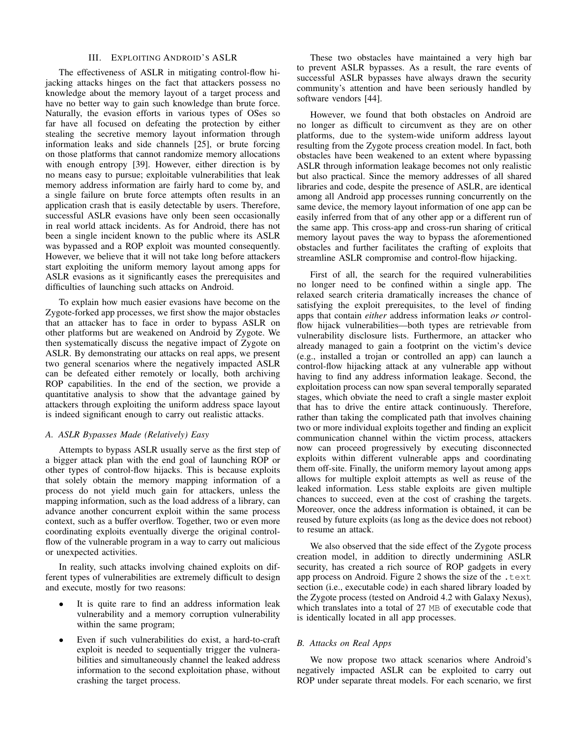## III. Exploiting Android's ASLR

The effectiveness of ASLR in mitigating control-flow hijacking attacks hinges on the fact that attackers possess no knowledge about the memory layout of a target process and have no better way to gain such knowledge than brute force. Naturally, the evasion efforts in various types of OSes so far have all focused on defeating the protection by either stealing the secretive memory layout information through information leaks and side channels [25], or brute forcing on those platforms that cannot randomize memory allocations with enough entropy [39]. However, either direction is by no means easy to pursue; exploitable vulnerabilities that leak memory address information are fairly hard to come by, and a single failure on brute force attempts often results in an application crash that is easily detectable by users. Therefore, successful ASLR evasions have only been seen occasionally in real world attack incidents. As for Android, there has not been a single incident known to the public where its ASLR was bypassed and a ROP exploit was mounted consequently. However, we believe that it will not take long before attackers start exploiting the uniform memory layout among apps for ASLR evasions as it significantly eases the prerequisites and difficulties of launching such attacks on Android.

To explain how much easier evasions have become on the Zygote-forked app processes, we first show the major obstacles that an attacker has to face in order to bypass ASLR on other platforms but are weakened on Android by Zygote. We then systematically discuss the negative impact of Zygote on ASLR. By demonstrating our attacks on real apps, we present two general scenarios where the negatively impacted ASLR can be defeated either remotely or locally, both archiving ROP capabilities. In the end of the section, we provide a quantitative analysis to show that the advantage gained by attackers through exploiting the uniform address space layout is indeed significant enough to carry out realistic attacks.

### A. ASLR Bypasses Made (Relatively) Easy

Attempts to bypass ASLR usually serve as the first step of a bigger attack plan with the end goal of launching ROP or other types of control-flow hijacks. This is because exploits that solely obtain the memory mapping information of a process do not yield much gain for attackers, unless the mapping information, such as the load address of a library, can advance another concurrent exploit within the same process context, such as a buffer overflow. Together, two or even more coordinating exploits eventually diverge the original control-flow of the vulnerable program in a way to carry out malicious or unexpected activities.

In reality, such attacks involving chained exploits on different types of vulnerabilities are extremely difficult to design and execute, mostly for two reasons:

- It is quite rare to find an address information leak vulnerability and a memory corruption vulnerability within the same program;
- Even if such vulnerabilities do exist, a hard-to-craft exploit is needed to sequentially trigger the vulnerabilities and simultaneously channel the leaked address information to the second exploitation phase, without crashing the target process.

These two obstacles have maintained a very high bar to prevent ASLR bypasses. As a result, the rare events of successful ASLR bypasses have always drawn the security community's attention and have been seriously handled by software vendors [44].

However, we found that both obstacles on Android are no longer as difficult to circumvent as they are on other platforms, due to the system-wide uniform address layout resulting from the Zygote process creation model. In fact, both obstacles have been weakened to an extent where bypassing ASLR through information leakage becomes not only realistic but also practical. Since the memory addresses of all shared libraries and code, despite the presence of ASLR, are identical among all Android app processes running concurrently on the same device, the memory layout information of one app can be easily inferred from that of any other app or a different run of the same app. This cross-app and cross-run sharing of critical memory layout paves the way to bypass the aforementioned obstacles and further facilitates the crafting of exploits that streamline ASLR compromise and control-flow hijacking.

First of all, the search for the required vulnerabilities no longer need to be confined within a single app. The relaxed search criteria dramatically increases the chance of satisfying the exploit prerequisites, to the level of finding apps that contain *either* address information leaks *or* control-flow hijack vulnerabilities—both types are retrievable from vulnerability disclosure lists. Furthermore, an attacker who already managed to gain a footprint on the victim's device (e.g., installed a trojan or controlled an app) can launch a control-flow hijacking attack at any vulnerable app without having to find any address information leakage. Second, the exploitation process can now span several temporally separated stages, which obviate the need to craft a single master exploit that has to drive the entire attack continuously. Therefore, rather than taking the complicated path that involves chaining two or more individual exploits together and finding an explicit communication channel within the victim process, attackers now can proceed progressively by executing disconnected exploits within different vulnerable apps and coordinating them off-site. Finally, the uniform memory layout among apps allows for multiple exploit attempts as well as reuse of the leaked information. Less stable exploits are given multiple chances to succeed, even at the cost of crashing the targets. Moreover, once the address information is obtained, it can be reused by future exploits (as long as the device does not reboot) to resume an attack.

We also observed that the side effect of the Zygote process creation model, in addition to directly undermining ASLR security, has created a rich source of ROP gadgets in every app process on Android. Figure 2 shows the size of the `.text` section (i.e., executable code) in each shared library loaded by the Zygote process (tested on Android 4.2 with Galaxy Nexus), which translates into a total of 27 MB of executable code that is identically located in all app processes.

### B. Attacks on Real Apps

We now propose two attack scenarios where Android's negatively impacted ASLR can be exploited to carry out ROP under separate threat models. For each scenario, we first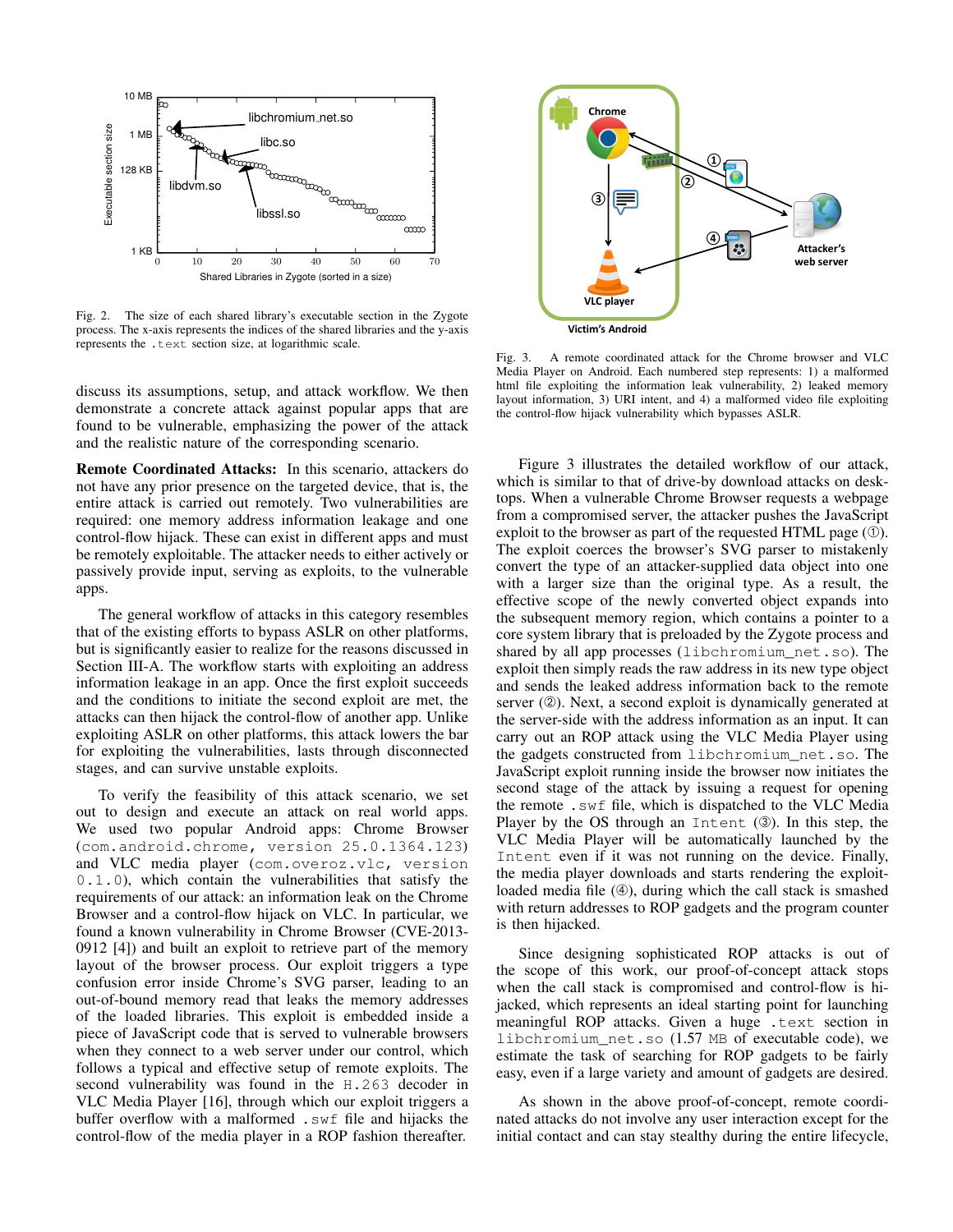10 MB
1 MB
128 KB
1 KB
Executable section size
libchromium_net.so
libc.so
libdvm.so
libssl.so
0 10 20 30 40 50 60 70
Shared Libraries in Zygote (sorted in a size)

Fig. 2. The size of each shared library's executable section in the Zygote process. The x-axis represents the indices of the shared libraries and the y-axis represents the `.text` section size, at logarithmic scale.

discuss its assumptions, setup, and attack workflow. We then demonstrate a concrete attack against popular apps that are found to be vulnerable, emphasizing the power of the attack and the realistic nature of the corresponding scenario.

**Remote Coordinated Attacks:** In this scenario, attackers do not have any prior presence on the targeted device, that is, the entire attack is carried out remotely. Two vulnerabilities are required: one memory address information leakage and one control-flow hijack. These can exist in different apps and must be remotely exploitable. The attacker needs to either actively or passively provide input, serving as exploits, to the vulnerable apps.

The general workflow of attacks in this category resembles that of the existing efforts to bypass ASLR on other platforms, but is significantly easier to realize for the reasons discussed in Section III-A. The workflow starts with exploiting an address information leakage in an app. Once the first exploit succeeds and the conditions to initiate the second exploit are met, the attacks can then hijack the control-flow of another app. Unlike exploiting ASLR on other platforms, this attack lowers the bar for exploiting the vulnerabilities, lasts through disconnected stages, and can survive unstable exploits.

To verify the feasibility of this attack scenario, we set out to design and execute an attack on real world apps. We used two popular Android apps: Chrome Browser (`com.android.chrome, version 25.0.1364.123`) and VLC media player (`com.overoz.vlc, version 0.1.0`), which contain the vulnerabilities that satisfy the requirements of our attack: an information leak on the Chrome Browser and a control-flow hijack on VLC. In particular, we found a known vulnerability in Chrome Browser (CVE-2013-0912 [4]) and built an exploit to retrieve part of the memory layout of the browser process. Our exploit triggers a type confusion error inside Chrome's SVG parser, leading to an out-of-bound memory read that leaks the memory addresses of the loaded libraries. This exploit is embedded inside a piece of JavaScript code that is served to vulnerable browsers when they connect to a web server under our control, which follows a typical and effective setup of remote exploits. The second vulnerability was found in the `H.263` decoder in VLC Media Player [16], through which our exploit triggers a buffer overflow with a malformed `.swf` file and hijacks the control-flow of the media player in a ROP fashion thereafter.

Chrome
VLC player
Victim's Android
Attacker's web server
①
②
③
④

Fig. 3. A remote coordinated attack for the Chrome browser and VLC Media Player on Android. Each numbered step represents: 1) a malformed html file exploiting the information leak vulnerability, 2) leaked memory layout information, 3) URI intent, and 4) a malformed video file exploiting the control-flow hijack vulnerability which bypasses ASLR.

Figure 3 illustrates the detailed workflow of our attack, which is similar to that of drive-by download attacks on desktops. When a vulnerable Chrome Browser requests a webpage from a compromised server, the attacker pushes the JavaScript exploit to the browser as part of the requested HTML page (①). The exploit coerces the browser's SVG parser to mistakenly convert the type of an attacker-supplied data object into one with a larger size than the original type. As a result, the effective scope of the newly converted object expands into the subsequent memory region, which contains a pointer to a core system library that is preloaded by the Zygote process and shared by all app processes (`libchromium_net.so`). The exploit then simply reads the raw address in its new type object and sends the leaked address information back to the remote server (②). Next, a second exploit is dynamically generated at the server-side with the address information as an input. It can carry out an ROP attack using the VLC Media Player using the gadgets constructed from `libchromium_net.so`. The JavaScript exploit running inside the browser now initiates the second stage of the attack by issuing a request for opening the remote `.swf` file, which is dispatched to the VLC Media Player by the OS through an `Intent` (③). In this step, the VLC Media Player will be automatically launched by the `Intent` even if it was not running on the device. Finally, the media player downloads and starts rendering the exploit-loaded media file (④), during which the call stack is smashed with return addresses to ROP gadgets and the program counter is then hijacked.

Since designing sophisticated ROP attacks is out of the scope of this work, our proof-of-concept attack stops when the call stack is compromised and control-flow is hijacked, which represents an ideal starting point for launching meaningful ROP attacks. Given a huge `.text` section in `libchromium_net.so` (1.57 MB of executable code), we estimate the task of searching for ROP gadgets to be fairly easy, even if a large variety and amount of gadgets are desired.

As shown in the above proof-of-concept, remote coordinated attacks do not involve any user interaction except for the initial contact and can stay stealthy during the entire lifecycle,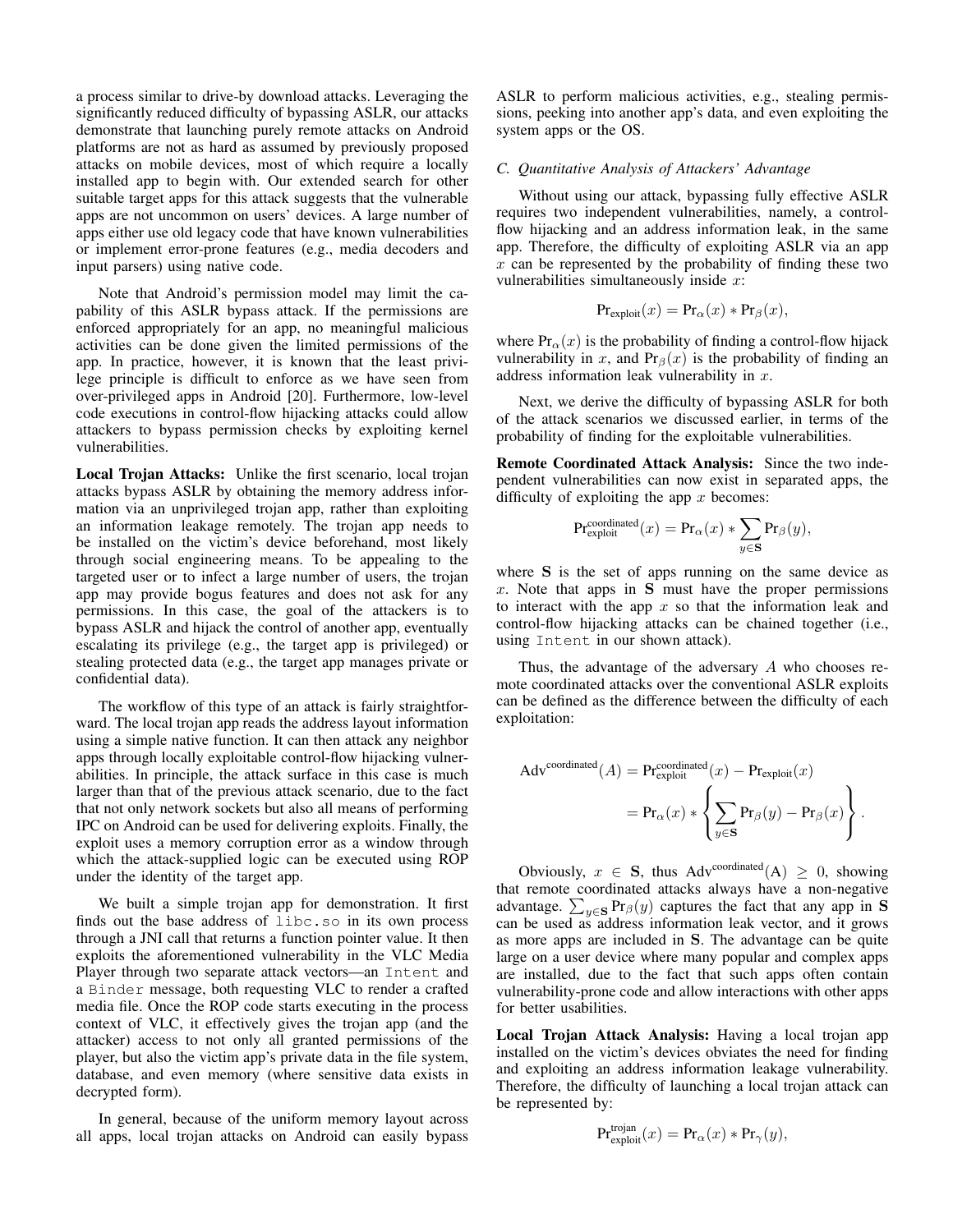a process similar to drive-by download attacks. Leveraging the significantly reduced difficulty of bypassing ASLR, our attacks demonstrate that launching purely remote attacks on Android platforms are not as hard as assumed by previously proposed attacks on mobile devices, most of which require a locally installed app to begin with. Our extended search for other suitable target apps for this attack suggests that the vulnerable apps are not uncommon on users' devices. A large number of apps either use old legacy code that have known vulnerabilities or implement error-prone features (e.g., media decoders and input parsers) using native code.

Note that Android's permission model may limit the capability of this ASLR bypass attack. If the permissions are enforced appropriately for an app, no meaningful malicious activities can be done given the limited permissions of the app. In practice, however, it is known that the least privilege principle is difficult to enforce as we have seen from over-privileged apps in Android [20]. Furthermore, low-level code executions in control-flow hijacking attacks could allow attackers to bypass permission checks by exploiting kernel vulnerabilities.

**Local Trojan Attacks:** Unlike the first scenario, local trojan attacks bypass ASLR by obtaining the memory address information via an unprivileged trojan app, rather than exploiting an information leakage remotely. The trojan app needs to be installed on the victim's device beforehand, most likely through social engineering means. To be appealing to the targeted user or to infect a large number of users, the trojan app may provide bogus features and does not ask for any permissions. In this case, the goal of the attackers is to bypass ASLR and hijack the control of another app, eventually escalating its privilege (e.g., the target app is privileged) or stealing protected data (e.g., the target app manages private or confidential data).

The workflow of this type of an attack is fairly straightforward. The local trojan app reads the address layout information using a simple native function. It can then attack any neighbor apps through locally exploitable control-flow hijacking vulnerabilities. In principle, the attack surface in this case is much larger than that of the previous attack scenario, due to the fact that not only network sockets but also all means of performing IPC on Android can be used for delivering exploits. Finally, the exploit uses a memory corruption error as a window through which the attack-supplied logic can be executed using ROP under the identity of the target app.

We built a simple trojan app for demonstration. It first finds out the base address of `libc.so` in its own process through a JNI call that returns a function pointer value. It then exploits the aforementioned vulnerability in the VLC Media Player through two separate attack vectors—an `Intent` and a `Binder` message, both requesting VLC to render a crafted media file. Once the ROP code starts executing in the process context of VLC, it effectively gives the trojan app (and the attacker) access to not only all granted permissions of the player, but also the victim app's private data in the file system, database, and even memory (where sensitive data exists in decrypted form).

In general, because of the uniform memory layout across all apps, local trojan attacks on Android can easily bypass ASLR to perform malicious activities, e.g., stealing permissions, peeking into another app's data, and even exploiting the system apps or the OS.

### *C. Quantitative Analysis of Attackers' Advantage*

Without using our attack, bypassing fully effective ASLR requires two independent vulnerabilities, namely, a control-flow hijacking and an address information leak, in the same app. Therefore, the difficulty of exploiting ASLR via an app $x$ can be represented by the probability of finding these two vulnerabilities simultaneously inside $x$:

$$\mathrm{Pr}_{\mathrm{exploit}}(x) = \mathrm{Pr}_{\alpha}(x) * \mathrm{Pr}_{\beta}(x),$$

where $\mathrm{Pr}_{\alpha}(x)$ is the probability of finding a control-flow hijack vulnerability in $x$, and $\mathrm{Pr}_{\beta}(x)$ is the probability of finding an address information leak vulnerability in $x$.

Next, we derive the difficulty of bypassing ASLR for both of the attack scenarios we discussed earlier, in terms of the probability of finding for the exploitable vulnerabilities.

**Remote Coordinated Attack Analysis:** Since the two independent vulnerabilities can now exist in separated apps, the difficulty of exploiting the app $x$ becomes:

$$\mathrm{Pr}^{\mathrm{coordinated}}_{\mathrm{exploit}}(x) = \mathrm{Pr}_{\alpha}(x) * \sum_{y \in \mathbf{S}} \mathrm{Pr}_{\beta}(y),$$

where $\mathbf{S}$ is the set of apps running on the same device as $x$. Note that apps in $\mathbf{S}$ must have the proper permissions to interact with the app $x$ so that the information leak and control-flow hijacking attacks can be chained together (i.e., using `Intent` in our shown attack).

Thus, the advantage of the adversary $A$ who chooses remote coordinated attacks over the conventional ASLR exploits can be defined as the difference between the difficulty of each exploitation:

$$\begin{aligned}\mathrm{Adv}^{\mathrm{coordinated}}(A) &= \mathrm{Pr}^{\mathrm{coordinated}}_{\mathrm{exploit}}(x) - \mathrm{Pr}_{\mathrm{exploit}}(x) \\ &= \mathrm{Pr}_{\alpha}(x) * \left\{ \sum_{y \in \mathbf{S}} \mathrm{Pr}_{\beta}(y) - \mathrm{Pr}_{\beta}(x) \right\}.\end{aligned}$$

Obviously, $x \in \mathbf{S}$, thus $\mathrm{Adv}^{\mathrm{coordinated}}(\mathrm{A}) \geq 0$, showing that remote coordinated attacks always have a non-negative advantage. $\sum_{y \in \mathbf{S}} \mathrm{Pr}_{\beta}(y)$ captures the fact that any app in $\mathbf{S}$ can be used as address information leak vector, and it grows as more apps are included in $\mathbf{S}$. The advantage can be quite large on a user device where many popular and complex apps are installed, due to the fact that such apps often contain vulnerability-prone code and allow interactions with other apps for better usabilities.

**Local Trojan Attack Analysis:** Having a local trojan app installed on the victim's devices obviates the need for finding and exploiting an address information leakage vulnerability. Therefore, the difficulty of launching a local trojan attack can be represented by:

$$\mathrm{Pr}^{\mathrm{trojan}}_{\mathrm{exploit}}(x) = \mathrm{Pr}_{\alpha}(x) * \mathrm{Pr}_{\gamma}(y),$$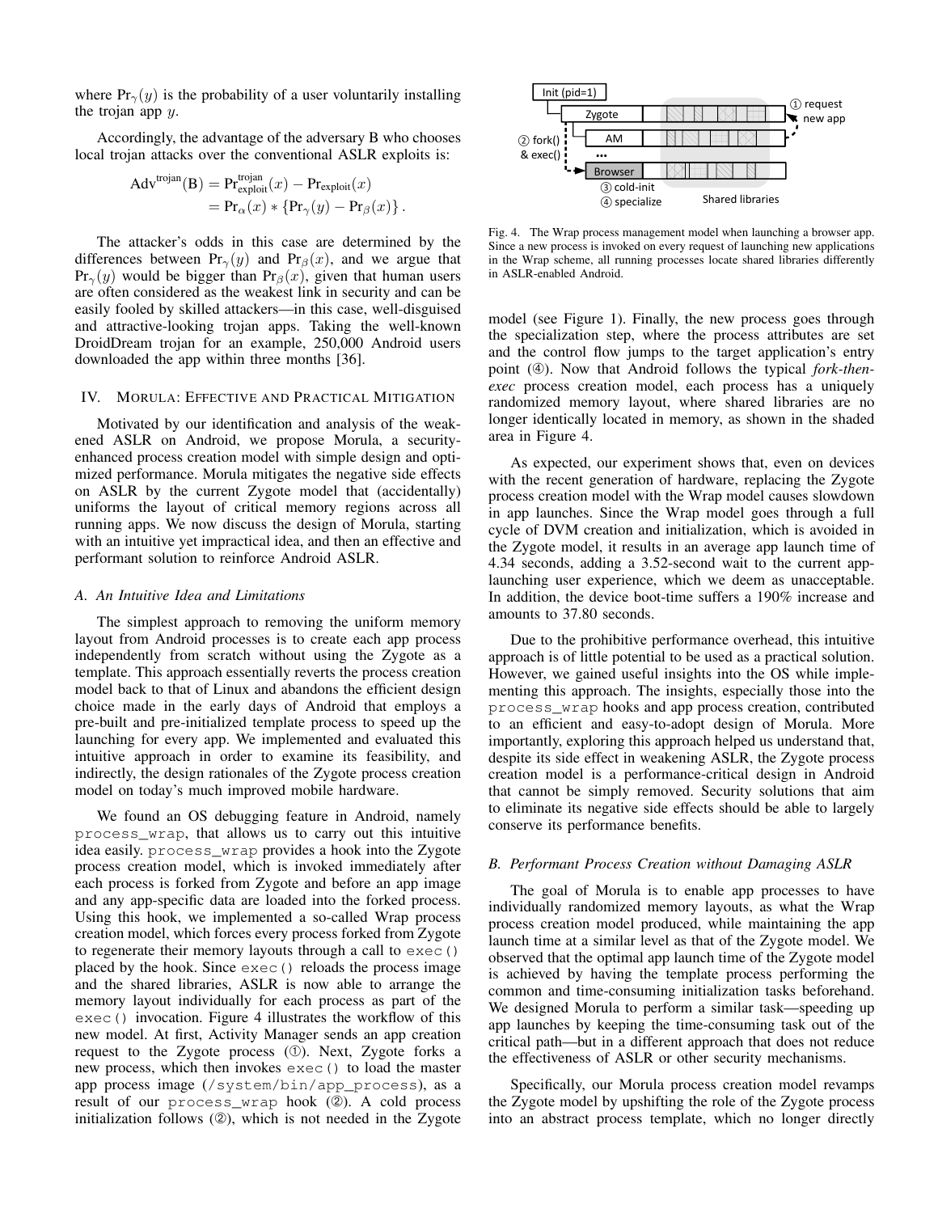where $\Pr_\gamma(y)$ is the probability of a user voluntarily installing the trojan app $y$.

Accordingly, the advantage of the adversary B who chooses local trojan attacks over the conventional ASLR exploits is:

$$\begin{aligned}\text{Adv}^{\text{trojan}}(\text{B}) &= \Pr^{\text{trojan}}_{\text{exploit}}(x) - \Pr_{\text{exploit}}(x) \\ &= \Pr_\alpha(x) * \{\Pr_\gamma(y) - \Pr_\beta(x)\}.\end{aligned}$$

The attacker's odds in this case are determined by the differences between $\Pr_\gamma(y)$ and $\Pr_\beta(x)$, and we argue that $\Pr_\gamma(y)$ would be bigger than $\Pr_\beta(x)$, given that human users are often considered as the weakest link in security and can be easily fooled by skilled attackers—in this case, well-disguised and attractive-looking trojan apps. Taking the well-known DroidDream trojan for an example, 250,000 Android users downloaded the app within three months [36].

## IV. Morula: Effective and Practical Mitigation

Motivated by our identification and analysis of the weakened ASLR on Android, we propose Morula, a security-enhanced process creation model with simple design and optimized performance. Morula mitigates the negative side effects on ASLR by the current Zygote model that (accidentally) uniforms the layout of critical memory regions across all running apps. We now discuss the design of Morula, starting with an intuitive yet impractical idea, and then an effective and performant solution to reinforce Android ASLR.

### A. An Intuitive Idea and Limitations

The simplest approach to removing the uniform memory layout from Android processes is to create each app process independently from scratch without using the Zygote as a template. This approach essentially reverts the process creation model back to that of Linux and abandons the efficient design choice made in the early days of Android that employs a pre-built and pre-initialized template process to speed up the launching for every app. We implemented and evaluated this intuitive approach in order to examine its feasibility, and indirectly, the design rationales of the Zygote process creation model on today's much improved mobile hardware.

We found an OS debugging feature in Android, namely `process_wrap`, that allows us to carry out this intuitive idea easily. `process_wrap` provides a hook into the Zygote process creation model, which is invoked immediately after each process is forked from Zygote and before an app image and any app-specific data are loaded into the forked process. Using this hook, we implemented a so-called Wrap process creation model, which forces every process forked from Zygote to regenerate their memory layouts through a call to `exec()` placed by the hook. Since `exec()` reloads the process image and the shared libraries, ASLR is now able to arrange the memory layout individually for each process as part of the `exec()` invocation. Figure 4 illustrates the workflow of this new model. At first, Activity Manager sends an app creation request to the Zygote process (①). Next, Zygote forks a new process, which then invokes `exec()` to load the master app process image (`/system/bin/app_process`), as a result of our `process_wrap` hook (②). A cold process initialization follows (②), which is not needed in the Zygote model (see Figure 1). Finally, the new process goes through the specialization step, where the process attributes are set and the control flow jumps to the target application's entry point (④). Now that Android follows the typical *fork-then-exec* process creation model, each process has a uniquely randomized memory layout, where shared libraries are no longer identically located in memory, as shown in the shaded area in Figure 4.

Init (pid=1)
Zygote
AM
...
Browser
① request new app
② fork() & exec()
③ cold-init
④ specialize
Shared libraries

Fig. 4. The Wrap process management model when launching a browser app. Since a new process is invoked on every request of launching new applications in the Wrap scheme, all running processes locate shared libraries differently in ASLR-enabled Android.

As expected, our experiment shows that, even on devices with the recent generation of hardware, replacing the Zygote process creation model with the Wrap model causes slowdown in app launches. Since the Wrap model goes through a full cycle of DVM creation and initialization, which is avoided in the Zygote model, it results in an average app launch time of 4.34 seconds, adding a 3.52-second wait to the current app-launching user experience, which we deem as unacceptable. In addition, the device boot-time suffers a 190% increase and amounts to 37.80 seconds.

Due to the prohibitive performance overhead, this intuitive approach is of little potential to be used as a practical solution. However, we gained useful insights into the OS while implementing this approach. The insights, especially those into the `process_wrap` hooks and app process creation, contributed to an efficient and easy-to-adopt design of Morula. More importantly, exploring this approach helped us understand that, despite its side effect in weakening ASLR, the Zygote process creation model is a performance-critical design in Android that cannot be simply removed. Security solutions that aim to eliminate its negative side effects should be able to largely conserve its performance benefits.

### B. Performant Process Creation without Damaging ASLR

The goal of Morula is to enable app processes to have individually randomized memory layouts, as what the Wrap process creation model produced, while maintaining the app launch time at a similar level as that of the Zygote model. We observed that the optimal app launch time of the Zygote model is achieved by having the template process performing the common and time-consuming initialization tasks beforehand. We designed Morula to perform a similar task—speeding up app launches by keeping the time-consuming task out of the critical path—but in a different approach that does not reduce the effectiveness of ASLR or other security mechanisms.

Specifically, our Morula process creation model revamps the Zygote model by upshifting the role of the Zygote process into an abstract process template, which no longer directly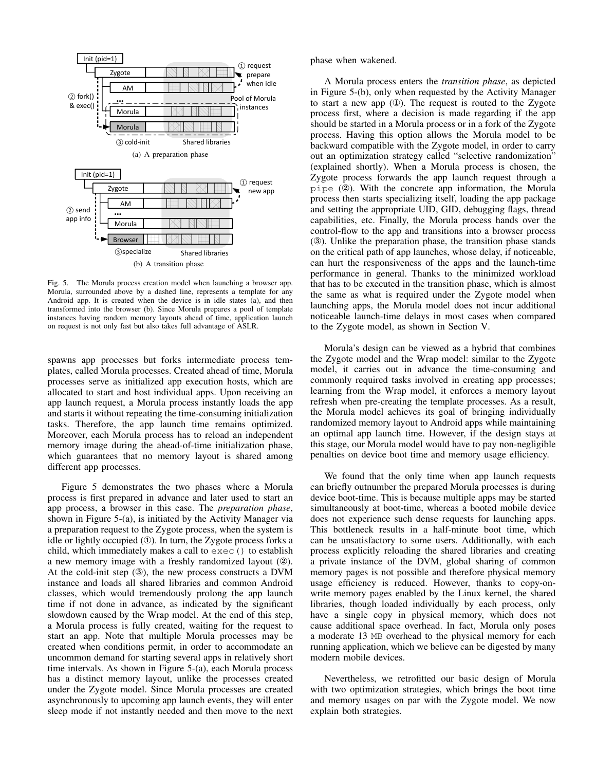Init (pid=1)

Zygote

AM

...

Morula

Morula

① request prepare when idle

② fork() & exec()

Pool of Morula instances

③ cold-init

Shared libraries

(a) A preparation phase

Init (pid=1)

Zygote

AM

...

Morula

Browser

① request new app

② send app info

③specialize

Shared libraries

(b) A transition phase

Fig. 5. The Morula process creation model when launching a browser app. Morula, surrounded above by a dashed line, represents a template for any Android app. It is created when the device is in idle states (a), and then transformed into the browser (b). Since Morula prepares a pool of template instances having random memory layouts ahead of time, application launch on request is not only fast but also takes full advantage of ASLR.

spawns app processes but forks intermediate process templates, called Morula processes. Created ahead of time, Morula processes serve as initialized app execution hosts, which are allocated to start and host individual apps. Upon receiving an app launch request, a Morula process instantly loads the app and starts it without repeating the time-consuming initialization tasks. Therefore, the app launch time remains optimized. Moreover, each Morula process has to reload an independent memory image during the ahead-of-time initialization phase, which guarantees that no memory layout is shared among different app processes.

Figure 5 demonstrates the two phases where a Morula process is first prepared in advance and later used to start an app process, a browser in this case. The *preparation phase*, shown in Figure 5-(a), is initiated by the Activity Manager via a preparation request to the Zygote process, when the system is idle or lightly occupied (①). In turn, the Zygote process forks a child, which immediately makes a call to `exec()` to establish a new memory image with a freshly randomized layout (②). At the cold-init step (③), the new process constructs a DVM instance and loads all shared libraries and common Android classes, which would tremendously prolong the app launch time if not done in advance, as indicated by the significant slowdown caused by the Wrap model. At the end of this step, a Morula process is fully created, waiting for the request to start an app. Note that multiple Morula processes may be created when conditions permit, in order to accommodate an uncommon demand for starting several apps in relatively short time intervals. As shown in Figure 5-(a), each Morula process has a distinct memory layout, unlike the processes created under the Zygote model. Since Morula processes are created asynchronously to upcoming app launch events, they will enter sleep mode if not instantly needed and then move to the next phase when wakened.

A Morula process enters the *transition phase*, as depicted in Figure 5-(b), only when requested by the Activity Manager to start a new app (①). The request is routed to the Zygote process first, where a decision is made regarding if the app should be started in a Morula process or in a fork of the Zygote process. Having this option allows the Morula model to be backward compatible with the Zygote model, in order to carry out an optimization strategy called "selective randomization" (explained shortly). When a Morula process is chosen, the Zygote process forwards the app launch request through a `pipe` (②). With the concrete app information, the Morula process then starts specializing itself, loading the app package and setting the appropriate UID, GID, debugging flags, thread capabilities, etc. Finally, the Morula process hands over the control-flow to the app and transitions into a browser process (③). Unlike the preparation phase, the transition phase stands on the critical path of app launches, whose delay, if noticeable, can hurt the responsiveness of the apps and the launch-time performance in general. Thanks to the minimized workload that has to be executed in the transition phase, which is almost the same as what is required under the Zygote model when launching apps, the Morula model does not incur additional noticeable launch-time delays in most cases when compared to the Zygote model, as shown in Section V.

Morula's design can be viewed as a hybrid that combines the Zygote model and the Wrap model: similar to the Zygote model, it carries out in advance the time-consuming and commonly required tasks involved in creating app processes; learning from the Wrap model, it enforces a memory layout refresh when pre-creating the template processes. As a result, the Morula model achieves its goal of bringing individually randomized memory layout to Android apps while maintaining an optimal app launch time. However, if the design stays at this stage, our Morula model would have to pay non-negligible penalties on device boot time and memory usage efficiency.

We found that the only time when app launch requests can briefly outnumber the prepared Morula processes is during device boot-time. This is because multiple apps may be started simultaneously at boot-time, whereas a booted mobile device does not experience such dense requests for launching apps. This bottleneck results in a half-minute boot time, which can be unsatisfactory to some users. Additionally, with each process explicitly reloading the shared libraries and creating a private instance of the DVM, global sharing of common memory pages is not possible and therefore physical memory usage efficiency is reduced. However, thanks to copy-on-write memory pages enabled by the Linux kernel, the shared libraries, though loaded individually by each process, only have a single copy in physical memory, which does not cause additional space overhead. In fact, Morula only poses a moderate 13 MB overhead to the physical memory for each running application, which we believe can be digested by many modern mobile devices.

Nevertheless, we retrofitted our basic design of Morula with two optimization strategies, which brings the boot time and memory usages on par with the Zygote model. We now explain both strategies.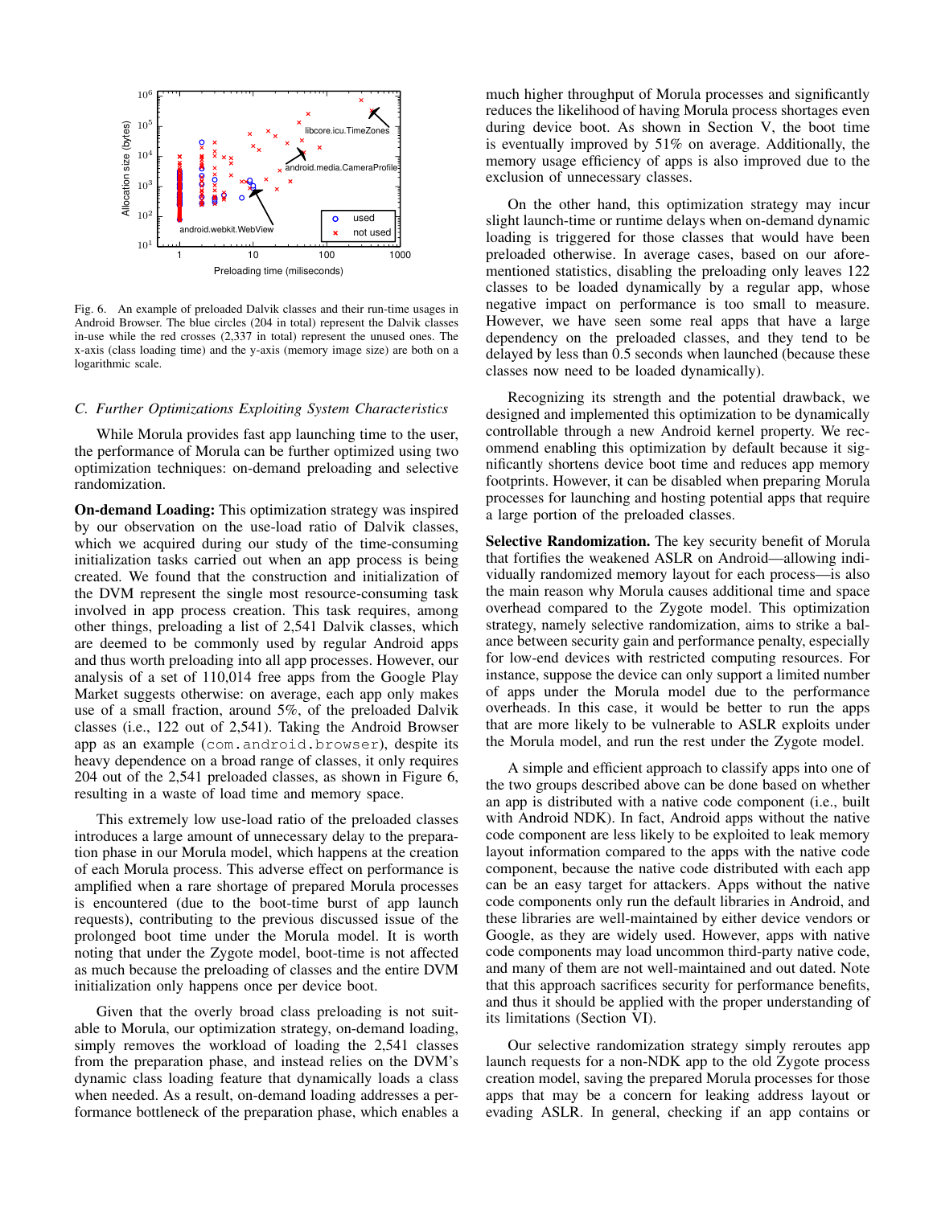$10^6$
$10^5$
$10^4$
$10^3$
$10^2$
$10^1$
Allocation size (bytes)
1
10
100
1000
Preloading time (miliseconds)
libcore.icu.TimeZones
android.media.CameraProfile
android.webkit.WebView
used
not used

Fig. 6. An example of preloaded Dalvik classes and their run-time usages in Android Browser. The blue circles (204 in total) represent the Dalvik classes in-use while the red crosses (2,337 in total) represent the unused ones. The x-axis (class loading time) and the y-axis (memory image size) are both on a logarithmic scale.

### C. Further Optimizations Exploiting System Characteristics

While Morula provides fast app launching time to the user, the performance of Morula can be further optimized using two optimization techniques: on-demand preloading and selective randomization.

**On-demand Loading:** This optimization strategy was inspired by our observation on the use-load ratio of Dalvik classes, which we acquired during our study of the time-consuming initialization tasks carried out when an app process is being created. We found that the construction and initialization of the DVM represent the single most resource-consuming task involved in app process creation. This task requires, among other things, preloading a list of 2,541 Dalvik classes, which are deemed to be commonly used by regular Android apps and thus worth preloading into all app processes. However, our analysis of a set of 110,014 free apps from the Google Play Market suggests otherwise: on average, each app only makes use of a small fraction, around 5%, of the preloaded Dalvik classes (i.e., 122 out of 2,541). Taking the Android Browser app as an example (`com.android.browser`), despite its heavy dependence on a broad range of classes, it only requires 204 out of the 2,541 preloaded classes, as shown in Figure 6, resulting in a waste of load time and memory space.

This extremely low use-load ratio of the preloaded classes introduces a large amount of unnecessary delay to the preparation phase in our Morula model, which happens at the creation of each Morula process. This adverse effect on performance is amplified when a rare shortage of prepared Morula processes is encountered (due to the boot-time burst of app launch requests), contributing to the previous discussed issue of the prolonged boot time under the Morula model. It is worth noting that under the Zygote model, boot-time is not affected as much because the preloading of classes and the entire DVM initialization only happens once per device boot.

Given that the overly broad class preloading is not suitable to Morula, our optimization strategy, on-demand loading, simply removes the workload of loading the 2,541 classes from the preparation phase, and instead relies on the DVM's dynamic class loading feature that dynamically loads a class when needed. As a result, on-demand loading addresses a performance bottleneck of the preparation phase, which enables a much higher throughput of Morula processes and significantly reduces the likelihood of having Morula process shortages even during device boot. As shown in Section V, the boot time is eventually improved by 51% on average. Additionally, the memory usage efficiency of apps is also improved due to the exclusion of unnecessary classes.

On the other hand, this optimization strategy may incur slight launch-time or runtime delays when on-demand dynamic loading is triggered for those classes that would have been preloaded otherwise. In average cases, based on our aforementioned statistics, disabling the preloading only leaves 122 classes to be loaded dynamically by a regular app, whose negative impact on performance is too small to measure. However, we have seen some real apps that have a large dependency on the preloaded classes, and they tend to be delayed by less than 0.5 seconds when launched (because these classes now need to be loaded dynamically).

Recognizing its strength and the potential drawback, we designed and implemented this optimization to be dynamically controllable through a new Android kernel property. We recommend enabling this optimization by default because it significantly shortens device boot time and reduces app memory footprints. However, it can be disabled when preparing Morula processes for launching and hosting potential apps that require a large portion of the preloaded classes.

**Selective Randomization.** The key security benefit of Morula that fortifies the weakened ASLR on Android—allowing individually randomized memory layout for each process—is also the main reason why Morula causes additional time and space overhead compared to the Zygote model. This optimization strategy, namely selective randomization, aims to strike a balance between security gain and performance penalty, especially for low-end devices with restricted computing resources. For instance, suppose the device can only support a limited number of apps under the Morula model due to the performance overheads. In this case, it would be better to run the apps that are more likely to be vulnerable to ASLR exploits under the Morula model, and run the rest under the Zygote model.

A simple and efficient approach to classify apps into one of the two groups described above can be done based on whether an app is distributed with a native code component (i.e., built with Android NDK). In fact, Android apps without the native code component are less likely to be exploited to leak memory layout information compared to the apps with the native code component, because the native code distributed with each app can be an easy target for attackers. Apps without the native code components only run the default libraries in Android, and these libraries are well-maintained by either device vendors or Google, as they are widely used. However, apps with native code components may load uncommon third-party native code, and many of them are not well-maintained and out dated. Note that this approach sacrifices security for performance benefits, and thus it should be applied with the proper understanding of its limitations (Section VI).

Our selective randomization strategy simply reroutes app launch requests for a non-NDK app to the old Zygote process creation model, saving the prepared Morula processes for those apps that may be a concern for leaking address layout or evading ASLR. In general, checking if an app contains or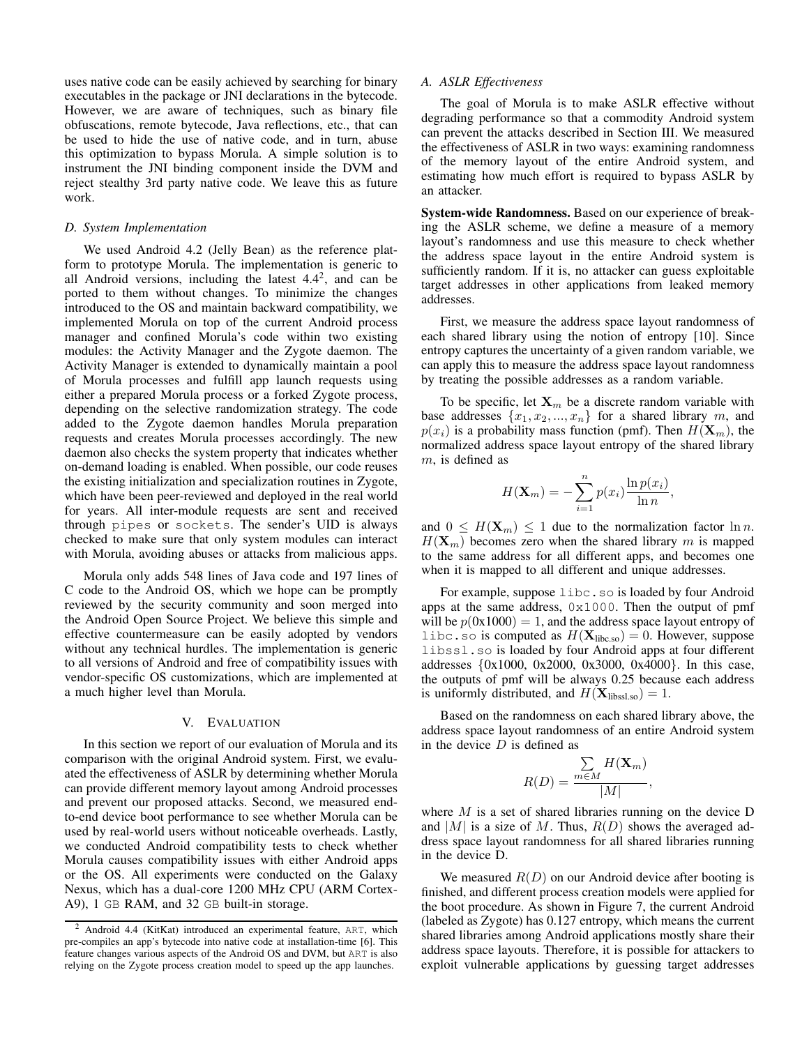uses native code can be easily achieved by searching for binary executables in the package or JNI declarations in the bytecode. However, we are aware of techniques, such as binary file obfuscations, remote bytecode, Java reflections, etc., that can be used to hide the use of native code, and in turn, abuse this optimization to bypass Morula. A simple solution is to instrument the JNI binding component inside the DVM and reject stealthy 3rd party native code. We leave this as future work.

### *D. System Implementation*

We used Android 4.2 (Jelly Bean) as the reference platform to prototype Morula. The implementation is generic to all Android versions, including the latest 4.4[2], and can be ported to them without changes. To minimize the changes introduced to the OS and maintain backward compatibility, we implemented Morula on top of the current Android process manager and confined Morula's code within two existing modules: the Activity Manager and the Zygote daemon. The Activity Manager is extended to dynamically maintain a pool of Morula processes and fulfill app launch requests using either a prepared Morula process or a forked Zygote process, depending on the selective randomization strategy. The code added to the Zygote daemon handles Morula preparation requests and creates Morula processes accordingly. The new daemon also checks the system property that indicates whether on-demand loading is enabled. When possible, our code reuses the existing initialization and specialization routines in Zygote, which have been peer-reviewed and deployed in the real world for years. All inter-module requests are sent and received through `pipes` or `sockets`. The sender's UID is always checked to make sure that only system modules can interact with Morula, avoiding abuses or attacks from malicious apps.

Morula only adds 548 lines of Java code and 197 lines of C code to the Android OS, which we hope can be promptly reviewed by the security community and soon merged into the Android Open Source Project. We believe this simple and effective countermeasure can be easily adopted by vendors without any technical hurdles. The implementation is generic to all versions of Android and free of compatibility issues with vendor-specific OS customizations, which are implemented at a much higher level than Morula.

## V. Evaluation

In this section we report of our evaluation of Morula and its comparison with the original Android system. First, we evaluated the effectiveness of ASLR by determining whether Morula can provide different memory layout among Android processes and prevent our proposed attacks. Second, we measured end-to-end device boot performance to see whether Morula can be used by real-world users without noticeable overheads. Lastly, we conducted Android compatibility tests to check whether Morula causes compatibility issues with either Android apps or the OS. All experiments were conducted on the Galaxy Nexus, which has a dual-core 1200 MHz CPU (ARM Cortex-A9), 1 GB RAM, and 32 GB built-in storage.

[2] Android 4.4 (KitKat) introduced an experimental feature, ART, which pre-compiles an app's bytecode into native code at installation-time [6]. This feature changes various aspects of the Android OS and DVM, but ART is also relying on the Zygote process creation model to speed up the app launches.

### *A. ASLR Effectiveness*

The goal of Morula is to make ASLR effective without degrading performance so that a commodity Android system can prevent the attacks described in Section III. We measured the effectiveness of ASLR in two ways: examining randomness of the memory layout of the entire Android system, and estimating how much effort is required to bypass ASLR by an attacker.

**System-wide Randomness.** Based on our experience of breaking the ASLR scheme, we define a measure of a memory layout's randomness and use this measure to check whether the address space layout in the entire Android system is sufficiently random. If it is, no attacker can guess exploitable target addresses in other applications from leaked memory addresses.

First, we measure the address space layout randomness of each shared library using the notion of entropy [10]. Since entropy captures the uncertainty of a given random variable, we can apply this to measure the address space layout randomness by treating the possible addresses as a random variable.

To be specific, let $\mathbf{X}_m$ be a discrete random variable with base addresses $\{x_1, x_2, ..., x_n\}$ for a shared library $m$, and $p(x_i)$ is a probability mass function (pmf). Then $H(\mathbf{X}_m)$, the normalized address space layout entropy of the shared library $m$, is defined as

$$H(\mathbf{X}_m) = -\sum_{i=1}^{n} p(x_i) \frac{\ln p(x_i)}{\ln n},$$

and $0 \leq H(\mathbf{X}_m) \leq 1$ due to the normalization factor $\ln n$. $H(\mathbf{X}_m)$ becomes zero when the shared library $m$ is mapped to the same address for all different apps, and becomes one when it is mapped to all different and unique addresses.

For example, suppose `libc.so` is loaded by four Android apps at the same address, `0x1000`. Then the output of pmf will be $p(0\text{x}1000) = 1$, and the address space layout entropy of `libc.so` is computed as $H(\mathbf{X}_{\text{libc.so}}) = 0$. However, suppose `libssl.so` is loaded by four Android apps at four different addresses {0x1000, 0x2000, 0x3000, 0x4000}. In this case, the outputs of pmf will be always 0.25 because each address is uniformly distributed, and $H(\mathbf{X}_{\text{libssl.so}}) = 1$.

Based on the randomness on each shared library above, the address space layout randomness of an entire Android system in the device $D$ is defined as

$$R(D) = \frac{\sum_{m \in M} H(\mathbf{X}_m)}{|M|},$$

where $M$ is a set of shared libraries running on the device D and $|M|$ is a size of $M$. Thus, $R(D)$ shows the averaged address space layout randomness for all shared libraries running in the device D.

We measured $R(D)$ on our Android device after booting is finished, and different process creation models were applied for the boot procedure. As shown in Figure 7, the current Android (labeled as Zygote) has 0.127 entropy, which means the current shared libraries among Android applications mostly share their address space layouts. Therefore, it is possible for attackers to exploit vulnerable applications by guessing target addresses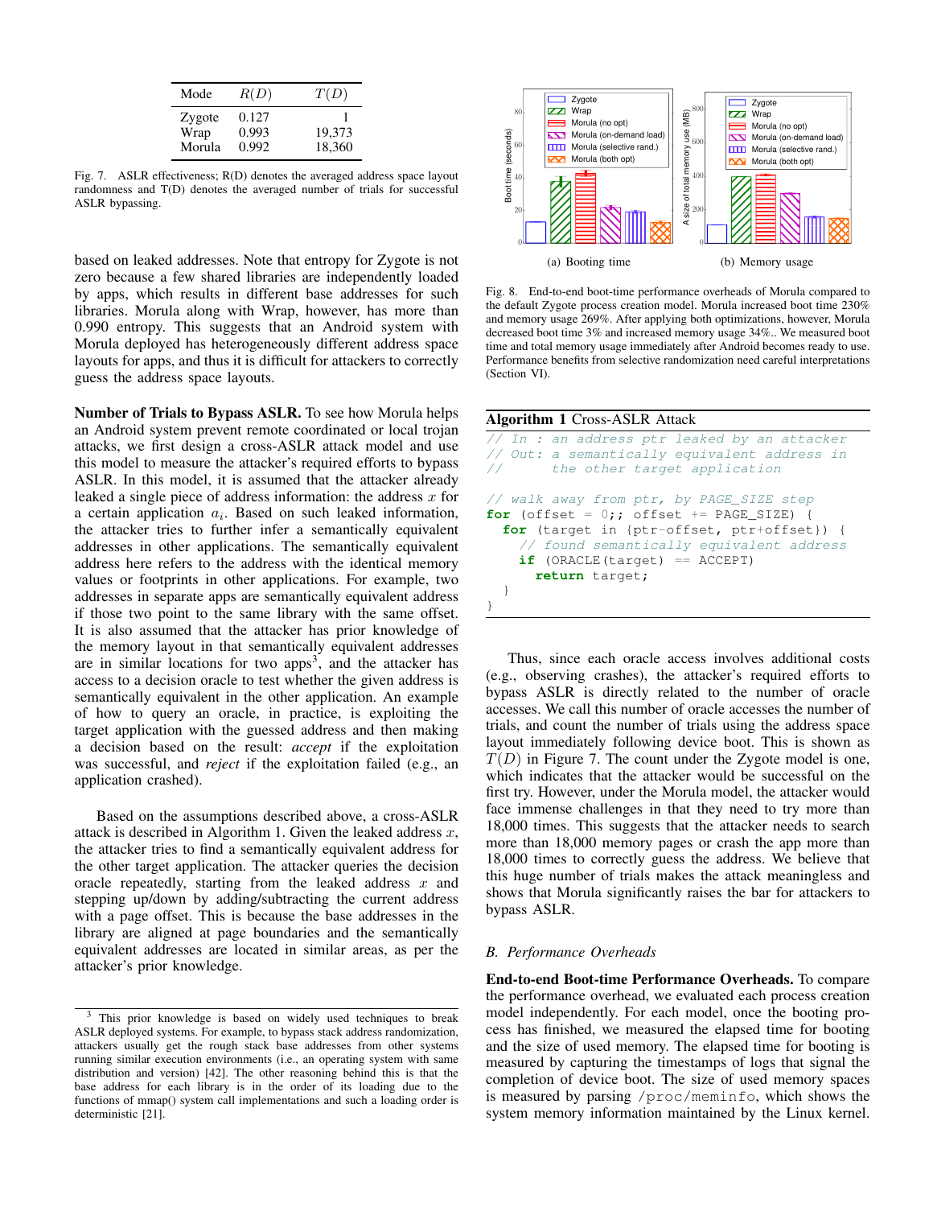| Mode | $R(D)$ | $T(D)$ |
|---|---|---|
| Zygote | 0.127 | 1 |
| Wrap | 0.993 | 19,373 |
| Morula | 0.992 | 18,360 |

Fig. 7. ASLR effectiveness; R(D) denotes the averaged address space layout randomness and T(D) denotes the averaged number of trials for successful ASLR bypassing.

based on leaked addresses. Note that entropy for Zygote is not zero because a few shared libraries are independently loaded by apps, which results in different base addresses for such libraries. Morula along with Wrap, however, has more than 0.990 entropy. This suggests that an Android system with Morula deployed has heterogeneously different address space layouts for apps, and thus it is difficult for attackers to correctly guess the address space layouts.

**Number of Trials to Bypass ASLR.** To see how Morula helps an Android system prevent remote coordinated or local trojan attacks, we first design a cross-ASLR attack model and use this model to measure the attacker's required efforts to bypass ASLR. In this model, it is assumed that the attacker already leaked a single piece of address information: the address $x$ for a certain application $a_i$. Based on such leaked information, the attacker tries to further infer a semantically equivalent addresses in other applications. The semantically equivalent address here refers to the address with the identical memory values or footprints in other applications. For example, two addresses in separate apps are semantically equivalent address if those two point to the same library with the same offset. It is also assumed that the attacker has prior knowledge of the memory layout in that semantically equivalent addresses are in similar locations for two apps[3], and the attacker has access to a decision oracle to test whether the given address is semantically equivalent in the other application. An example of how to query an oracle, in practice, is exploiting the target application with the guessed address and then making a decision based on the result: *accept* if the exploitation was successful, and *reject* if the exploitation failed (e.g., an application crashed).

Based on the assumptions described above, a cross-ASLR attack is described in Algorithm 1. Given the leaked address $x$, the attacker tries to find a semantically equivalent address for the other target application. The attacker queries the decision oracle repeatedly, starting from the leaked address $x$ and stepping up/down by adding/subtracting the current address with a page offset. This is because the base addresses in the library are aligned at page boundaries and the semantically equivalent addresses are located in similar areas, as per the attacker's prior knowledge.

[3] This prior knowledge is based on widely used techniques to break ASLR deployed systems. For example, to bypass stack address randomization, attackers usually get the rough stack base addresses from other systems running similar execution environments (i.e., an operating system with same distribution and version) [42]. The other reasoning behind this is that the base address for each library is in the order of its loading due to the functions of mmap() system call implementations and such a loading order is deterministic [21].

Boot time (seconds)
0
20
40
60
80
Zygote
Wrap
Morula (no opt)
Morula (on-demand load)
Morula (selective rand.)
Morula (both opt)

(a) Booting time

A size of total memory use (MB)
0
200
400
600
800
Zygote
Wrap
Morula (no opt)
Morula (on-demand load)
Morula (selective rand.)
Morula (both opt)

(b) Memory usage

Fig. 8. End-to-end boot-time performance overheads of Morula compared to the default Zygote process creation model. Morula increased boot time 230% and memory usage 269%. After applying both optimizations, however, Morula decreased boot time 3% and increased memory usage 34%.. We measured boot time and total memory usage immediately after Android becomes ready to use. Performance benefits from selective randomization need careful interpretations (Section VI).

**Algorithm 1** Cross-ASLR Attack

```
// In : an address ptr leaked by an attacker
// Out: a semantically equivalent address in
//      the other target application

// walk away from ptr, by PAGE_SIZE step
for (offset = 0;; offset += PAGE_SIZE) {
  for (target in {ptr-offset, ptr+offset}) {
    // found semantically equivalent address
    if (ORACLE(target) == ACCEPT)
      return target;
  }
}
```

Thus, since each oracle access involves additional costs (e.g., observing crashes), the attacker's required efforts to bypass ASLR is directly related to the number of oracle accesses. We call this number of oracle accesses the number of trials, and count the number of trials using the address space layout immediately following device boot. This is shown as $T(D)$ in Figure 7. The count under the Zygote model is one, which indicates that the attacker would be successful on the first try. However, under the Morula model, the attacker would face immense challenges in that they need to try more than 18,000 times. This suggests that the attacker needs to search more than 18,000 memory pages or crash the app more than 18,000 times to correctly guess the address. We believe that this huge number of trials makes the attack meaningless and shows that Morula significantly raises the bar for attackers to bypass ASLR.

### B. Performance Overheads

**End-to-end Boot-time Performance Overheads.** To compare the performance overhead, we evaluated each process creation model independently. For each model, once the booting process has finished, we measured the elapsed time for booting and the size of used memory. The elapsed time for booting is measured by capturing the timestamps of logs that signal the completion of device boot. The size of used memory spaces is measured by parsing /proc/meminfo, which shows the system memory information maintained by the Linux kernel.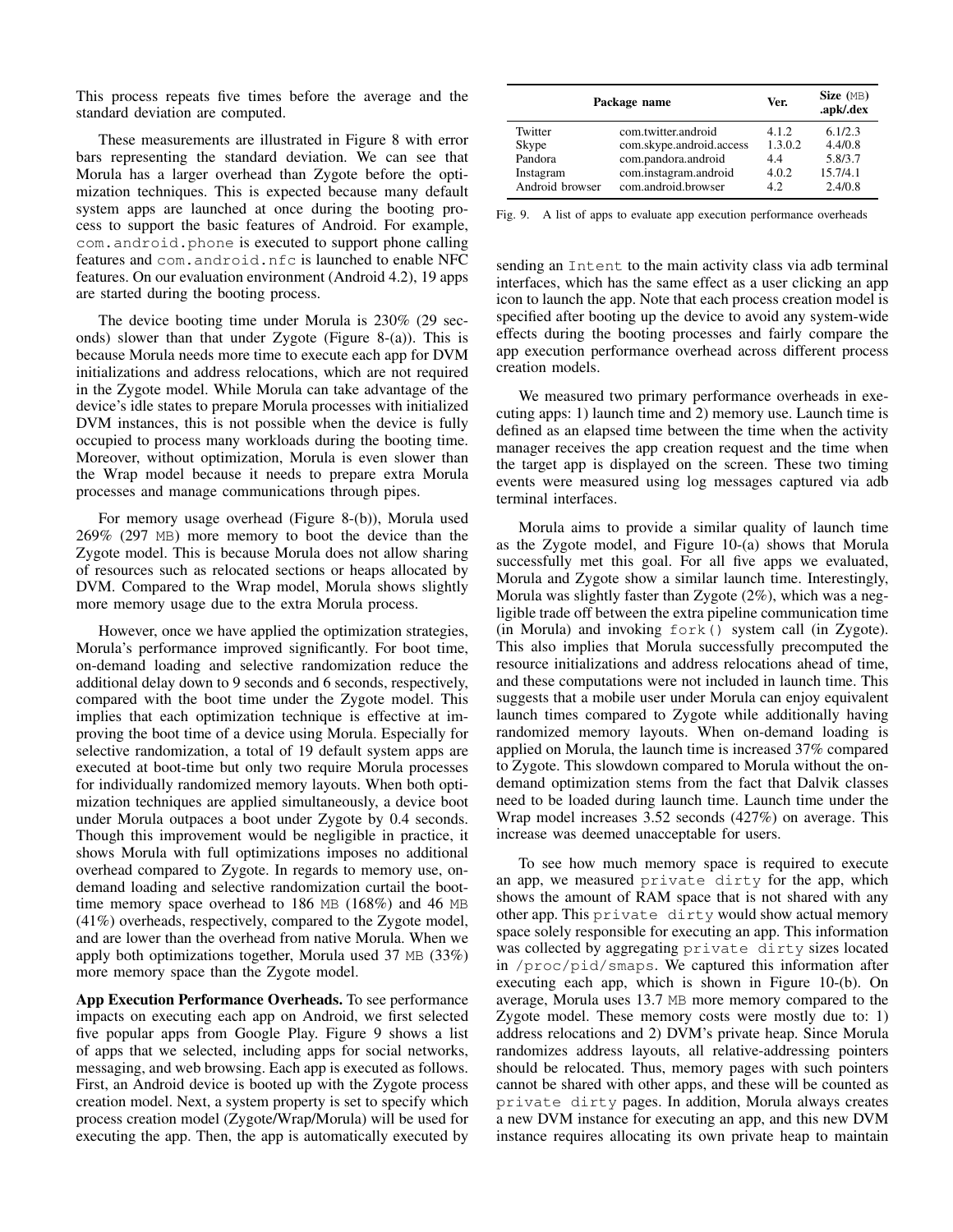This process repeats five times before the average and the standard deviation are computed.

These measurements are illustrated in Figure 8 with error bars representing the standard deviation. We can see that Morula has a larger overhead than Zygote before the optimization techniques. This is expected because many default system apps are launched at once during the booting process to support the basic features of Android. For example, `com.android.phone` is executed to support phone calling features and `com.android.nfc` is launched to enable NFC features. On our evaluation environment (Android 4.2), 19 apps are started during the booting process.

The device booting time under Morula is 230% (29 seconds) slower than that under Zygote (Figure 8-(a)). This is because Morula needs more time to execute each app for DVM initializations and address relocations, which are not required in the Zygote model. While Morula can take advantage of the device's idle states to prepare Morula processes with initialized DVM instances, this is not possible when the device is fully occupied to process many workloads during the booting time. Moreover, without optimization, Morula is even slower than the Wrap model because it needs to prepare extra Morula processes and manage communications through pipes.

For memory usage overhead (Figure 8-(b)), Morula used 269% (297 MB) more memory to boot the device than the Zygote model. This is because Morula does not allow sharing of resources such as relocated sections or heaps allocated by DVM. Compared to the Wrap model, Morula shows slightly more memory usage due to the extra Morula process.

However, once we have applied the optimization strategies, Morula's performance improved significantly. For boot time, on-demand loading and selective randomization reduce the additional delay down to 9 seconds and 6 seconds, respectively, compared with the boot time under the Zygote model. This implies that each optimization technique is effective at improving the boot time of a device using Morula. Especially for selective randomization, a total of 19 default system apps are executed at boot-time but only two require Morula processes for individually randomized memory layouts. When both optimization techniques are applied simultaneously, a device boot under Morula outpaces a boot under Zygote by 0.4 seconds. Though this improvement would be negligible in practice, it shows Morula with full optimizations imposes no additional overhead compared to Zygote. In regards to memory use, on-demand loading and selective randomization curtail the boot-time memory space overhead to 186 MB (168%) and 46 MB (41%) overheads, respectively, compared to the Zygote model, and are lower than the overhead from native Morula. When we apply both optimizations together, Morula used 37 MB (33%) more memory space than the Zygote model.

**App Execution Performance Overheads.** To see performance impacts on executing each app on Android, we first selected five popular apps from Google Play. Figure 9 shows a list of apps that we selected, including apps for social networks, messaging, and web browsing. Each app is executed as follows. First, an Android device is booted up with the Zygote process creation model. Next, a system property is set to specify which process creation model (Zygote/Wrap/Morula) will be used for executing the app. Then, the app is automatically executed by sending an `Intent` to the main activity class via adb terminal interfaces, which has the same effect as a user clicking an app icon to launch the app. Note that each process creation model is specified after booting up the device to avoid any system-wide effects during the booting processes and fairly compare the app execution performance overhead across different process creation models.

| Package name | | Ver. | Size (MB) .apk/.dex |
|---|---|---|---|
| Twitter | com.twitter.android | 4.1.2 | 6.1/2.3 |
| Skype | com.skype.android.access | 1.3.0.2 | 4.4/0.8 |
| Pandora | com.pandora.android | 4.4 | 5.8/3.7 |
| Instagram | com.instagram.android | 4.0.2 | 15.7/4.1 |
| Android browser | com.android.browser | 4.2 | 2.4/0.8 |

Fig. 9. A list of apps to evaluate app execution performance overheads

We measured two primary performance overheads in executing apps: 1) launch time and 2) memory use. Launch time is defined as an elapsed time between the time when the activity manager receives the app creation request and the time when the target app is displayed on the screen. These two timing events were measured using log messages captured via adb terminal interfaces.

Morula aims to provide a similar quality of launch time as the Zygote model, and Figure 10-(a) shows that Morula successfully met this goal. For all five apps we evaluated, Morula and Zygote show a similar launch time. Interestingly, Morula was slightly faster than Zygote (2%), which was a negligible trade off between the extra pipeline communication time (in Morula) and invoking `fork()` system call (in Zygote). This also implies that Morula successfully precomputed the resource initializations and address relocations ahead of time, and these computations were not included in launch time. This suggests that a mobile user under Morula can enjoy equivalent launch times compared to Zygote while additionally having randomized memory layouts. When on-demand loading is applied on Morula, the launch time is increased 37% compared to Zygote. This slowdown compared to Morula without the on-demand optimization stems from the fact that Dalvik classes need to be loaded during launch time. Launch time under the Wrap model increases 3.52 seconds (427%) on average. This increase was deemed unacceptable for users.

To see how much memory space is required to execute an app, we measured `private dirty` for the app, which shows the amount of RAM space that is not shared with any other app. This `private dirty` would show actual memory space solely responsible for executing an app. This information was collected by aggregating `private dirty` sizes located in `/proc/pid/smaps`. We captured this information after executing each app, which is shown in Figure 10-(b). On average, Morula uses 13.7 MB more memory compared to the Zygote model. These memory costs were mostly due to: 1) address relocations and 2) DVM's private heap. Since Morula randomizes address layouts, all relative-addressing pointers should be relocated. Thus, memory pages with such pointers cannot be shared with other apps, and these will be counted as `private dirty` pages. In addition, Morula always creates a new DVM instance for executing an app, and this new DVM instance requires allocating its own private heap to maintain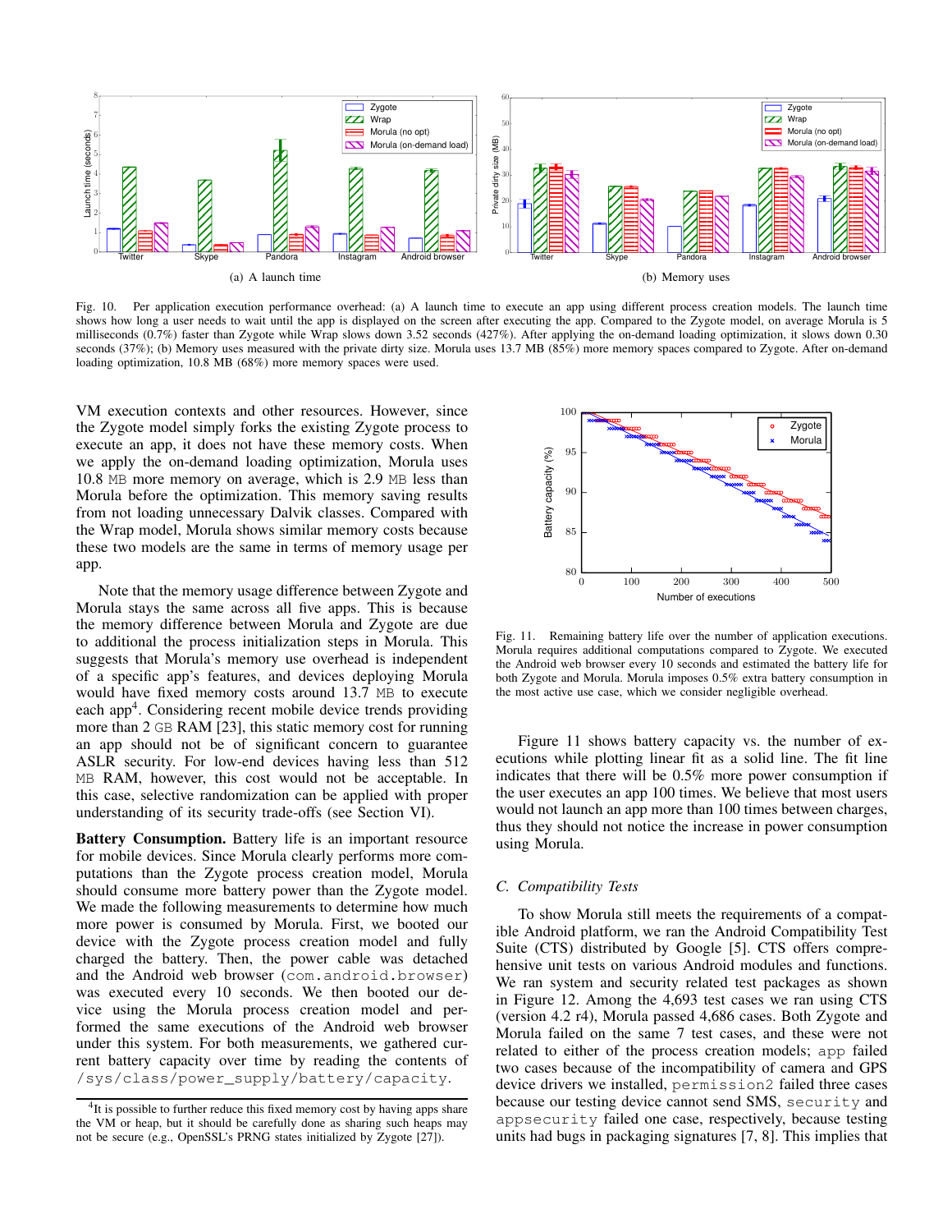Launch time (seconds)

0 1 2 3 4 5 6 7 8

Twitter Skype Pandora Instagram Android browser

Zygote
Wrap
Morula (no opt)
Morula (on-demand load)

(a) A launch time

Private dirty size (MB)

0 10 20 30 40 50 60

Twitter Skype Pandora Instagram Android browser

Zygote
Wrap
Morula (no opt)
Morula (on-demand load)

(b) Memory uses

Fig. 10. Per application execution performance overhead: (a) A launch time to execute an app using different process creation models. The launch time shows how long a user needs to wait until the app is displayed on the screen after executing the app. Compared to the Zygote model, on average Morula is 5 milliseconds (0.7%) faster than Zygote while Wrap slows down 3.52 seconds (427%). After applying the on-demand loading optimization, it slows down 0.30 seconds (37%); (b) Memory uses measured with the private dirty size. Morula uses 13.7 MB (85%) more memory spaces compared to Zygote. After on-demand loading optimization, 10.8 MB (68%) more memory spaces were used.

VM execution contexts and other resources. However, since the Zygote model simply forks the existing Zygote process to execute an app, it does not have these memory costs. When we apply the on-demand loading optimization, Morula uses 10.8 MB more memory on average, which is 2.9 MB less than Morula before the optimization. This memory saving results from not loading unnecessary Dalvik classes. Compared with the Wrap model, Morula shows similar memory costs because these two models are the same in terms of memory usage per app.

Note that the memory usage difference between Zygote and Morula stays the same across all five apps. This is because the memory difference between Morula and Zygote are due to additional the process initialization steps in Morula. This suggests that Morula's memory use overhead is independent of a specific app's features, and devices deploying Morula would have fixed memory costs around 13.7 MB to execute each app[4]. Considering recent mobile device trends providing more than 2 GB RAM [23], this static memory cost for running an app should not be of significant concern to guarantee ASLR security. For low-end devices having less than 512 MB RAM, however, this cost would not be acceptable. In this case, selective randomization can be applied with proper understanding of its security trade-offs (see Section VI).

**Battery Consumption.** Battery life is an important resource for mobile devices. Since Morula clearly performs more computations than the Zygote process creation model, Morula should consume more battery power than the Zygote model. We made the following measurements to determine how much more power is consumed by Morula. First, we booted our device with the Zygote process creation model and fully charged the battery. Then, the power cable was detached and the Android web browser (`com.android.browser`) was executed every 10 seconds. We then booted our device using the Morula process creation model and performed the same executions of the Android web browser under this system. For both measurements, we gathered current battery capacity over time by reading the contents of `/sys/class/power_supply/battery/capacity`.

[4]It is possible to further reduce this fixed memory cost by having apps share the VM or heap, but it should be carefully done as sharing such heaps may not be secure (e.g., OpenSSL's PRNG states initialized by Zygote [27]).

Battery capacity (%)

80 85 90 95 100

0 100 200 300 400 500

Number of executions

Zygote
Morula

Fig. 11. Remaining battery life over the number of application executions. Morula requires additional computations compared to Zygote. We executed the Android web browser every 10 seconds and estimated the battery life for both Zygote and Morula. Morula imposes 0.5% extra battery consumption in the most active use case, which we consider negligible overhead.

Figure 11 shows battery capacity vs. the number of executions while plotting linear fit as a solid line. The fit line indicates that there will be 0.5% more power consumption if the user executes an app 100 times. We believe that most users would not launch an app more than 100 times between charges, thus they should not notice the increase in power consumption using Morula.

### C. Compatibility Tests

To show Morula still meets the requirements of a compatible Android platform, we ran the Android Compatibility Test Suite (CTS) distributed by Google [5]. CTS offers comprehensive unit tests on various Android modules and functions. We ran system and security related test packages as shown in Figure 12. Among the 4,693 test cases we ran using CTS (version 4.2 r4), Morula passed 4,686 cases. Both Zygote and Morula failed on the same 7 test cases, and these were not related to either of the process creation models; `app` failed two cases because of the incompatibility of camera and GPS device drivers we installed, `permission2` failed three cases because our testing device cannot send SMS, `security` and `appsecurity` failed one case, respectively, because testing units had bugs in packaging signatures [7, 8]. This implies that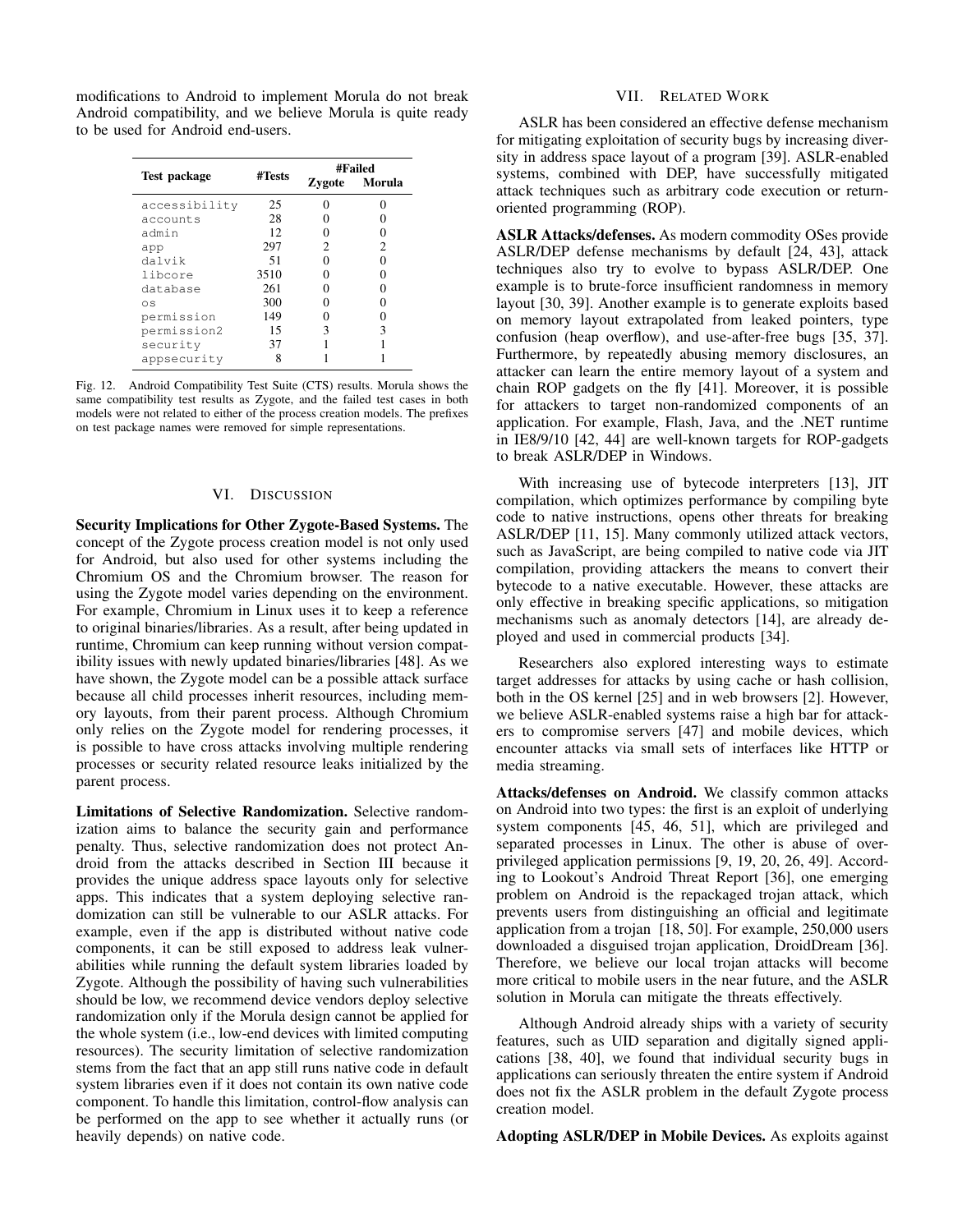modifications to Android to implement Morula do not break Android compatibility, and we believe Morula is quite ready to be used for Android end-users.

| Test package | #Tests | #Failed | |
|---|---|---|---|
| | | Zygote | Morula |
| accessibility | 25 | 0 | 0 |
| accounts | 28 | 0 | 0 |
| admin | 12 | 0 | 0 |
| app | 297 | 2 | 2 |
| dalvik | 51 | 0 | 0 |
| libcore | 3510 | 0 | 0 |
| database | 261 | 0 | 0 |
| os | 300 | 0 | 0 |
| permission | 149 | 0 | 0 |
| permission2 | 15 | 3 | 3 |
| security | 37 | 1 | 1 |
| appsecurity | 8 | 1 | 1 |

Fig. 12. Android Compatibility Test Suite (CTS) results. Morula shows the same compatibility test results as Zygote, and the failed test cases in both models were not related to either of the process creation models. The prefixes on test package names were removed for simple representations.

## VI. Discussion

**Security Implications for Other Zygote-Based Systems.** The concept of the Zygote process creation model is not only used for Android, but also used for other systems including the Chromium OS and the Chromium browser. The reason for using the Zygote model varies depending on the environment. For example, Chromium in Linux uses it to keep a reference to original binaries/libraries. As a result, after being updated in runtime, Chromium can keep running without version compatibility issues with newly updated binaries/libraries [48]. As we have shown, the Zygote model can be a possible attack surface because all child processes inherit resources, including memory layouts, from their parent process. Although Chromium only relies on the Zygote model for rendering processes, it is possible to have cross attacks involving multiple rendering processes or security related resource leaks initialized by the parent process.

**Limitations of Selective Randomization.** Selective randomization aims to balance the security gain and performance penalty. Thus, selective randomization does not protect Android from the attacks described in Section III because it provides the unique address space layouts only for selective apps. This indicates that a system deploying selective randomization can still be vulnerable to our ASLR attacks. For example, even if the app is distributed without native code components, it can be still exposed to address leak vulnerabilities while running the default system libraries loaded by Zygote. Although the possibility of having such vulnerabilities should be low, we recommend device vendors deploy selective randomization only if the Morula design cannot be applied for the whole system (i.e., low-end devices with limited computing resources). The security limitation of selective randomization stems from the fact that an app still runs native code in default system libraries even if it does not contain its own native code component. To handle this limitation, control-flow analysis can be performed on the app to see whether it actually runs (or heavily depends) on native code.

## VII. Related Work

ASLR has been considered an effective defense mechanism for mitigating exploitation of security bugs by increasing diversity in address space layout of a program [39]. ASLR-enabled systems, combined with DEP, have successfully mitigated attack techniques such as arbitrary code execution or return-oriented programming (ROP).

**ASLR Attacks/defenses.** As modern commodity OSes provide ASLR/DEP defense mechanisms by default [24, 43], attack techniques also try to evolve to bypass ASLR/DEP. One example is to brute-force insufficient randomness in memory layout [30, 39]. Another example is to generate exploits based on memory layout extrapolated from leaked pointers, type confusion (heap overflow), and use-after-free bugs [35, 37]. Furthermore, by repeatedly abusing memory disclosures, an attacker can learn the entire memory layout of a system and chain ROP gadgets on the fly [41]. Moreover, it is possible for attackers to target non-randomized components of an application. For example, Flash, Java, and the .NET runtime in IE8/9/10 [42, 44] are well-known targets for ROP-gadgets to break ASLR/DEP in Windows.

With increasing use of bytecode interpreters [13], JIT compilation, which optimizes performance by compiling byte code to native instructions, opens other threats for breaking ASLR/DEP [11, 15]. Many commonly utilized attack vectors, such as JavaScript, are being compiled to native code via JIT compilation, providing attackers the means to convert their bytecode to a native executable. However, these attacks are only effective in breaking specific applications, so mitigation mechanisms such as anomaly detectors [14], are already deployed and used in commercial products [34].

Researchers also explored interesting ways to estimate target addresses for attacks by using cache or hash collision, both in the OS kernel [25] and in web browsers [2]. However, we believe ASLR-enabled systems raise a high bar for attackers to compromise servers [47] and mobile devices, which encounter attacks via small sets of interfaces like HTTP or media streaming.

**Attacks/defenses on Android.** We classify common attacks on Android into two types: the first is an exploit of underlying system components [45, 46, 51], which are privileged and separated processes in Linux. The other is abuse of over-privileged application permissions [9, 19, 20, 26, 49]. According to Lookout's Android Threat Report [36], one emerging problem on Android is the repackaged trojan attack, which prevents users from distinguishing an official and legitimate application from a trojan [18, 50]. For example, 250,000 users downloaded a disguised trojan application, DroidDream [36]. Therefore, we believe our local trojan attacks will become more critical to mobile users in the near future, and the ASLR solution in Morula can mitigate the threats effectively.

Although Android already ships with a variety of security features, such as UID separation and digitally signed applications [38, 40], we found that individual security bugs in applications can seriously threaten the entire system if Android does not fix the ASLR problem in the default Zygote process creation model.

**Adopting ASLR/DEP in Mobile Devices.** As exploits against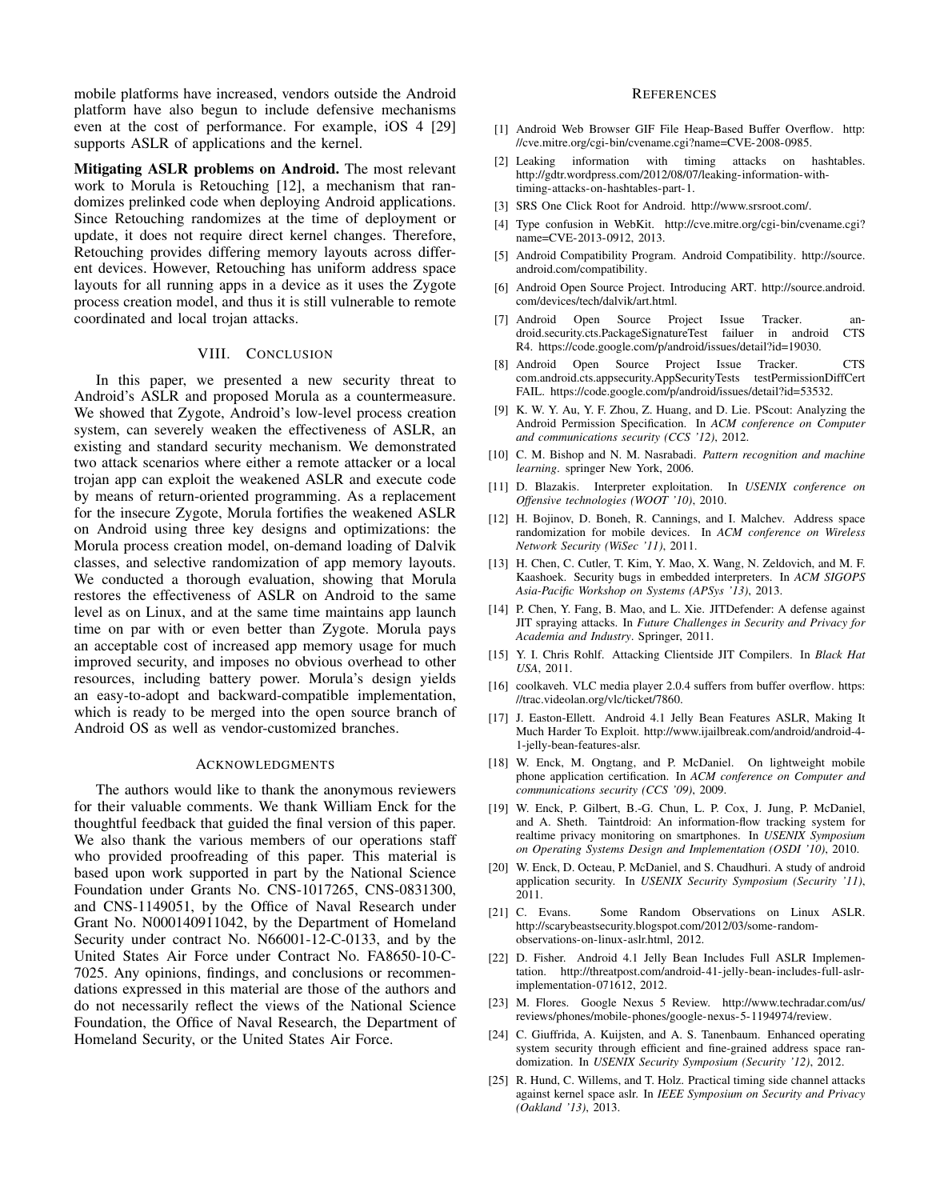mobile platforms have increased, vendors outside the Android platform have also begun to include defensive mechanisms even at the cost of performance. For example, iOS 4 [29] supports ASLR of applications and the kernel.

**Mitigating ASLR problems on Android.** The most relevant work to Morula is Retouching [12], a mechanism that randomizes prelinked code when deploying Android applications. Since Retouching randomizes at the time of deployment or update, it does not require direct kernel changes. Therefore, Retouching provides differing memory layouts across different devices. However, Retouching has uniform address space layouts for all running apps in a device as it uses the Zygote process creation model, and thus it is still vulnerable to remote coordinated and local trojan attacks.

## VIII. Conclusion

In this paper, we presented a new security threat to Android's ASLR and proposed Morula as a countermeasure. We showed that Zygote, Android's low-level process creation system, can severely weaken the effectiveness of ASLR, an existing and standard security mechanism. We demonstrated two attack scenarios where either a remote attacker or a local trojan app can exploit the weakened ASLR and execute code by means of return-oriented programming. As a replacement for the insecure Zygote, Morula fortifies the weakened ASLR on Android using three key designs and optimizations: the Morula process creation model, on-demand loading of Dalvik classes, and selective randomization of app memory layouts. We conducted a thorough evaluation, showing that Morula restores the effectiveness of ASLR on Android to the same level as on Linux, and at the same time maintains app launch time on par with or even better than Zygote. Morula pays an acceptable cost of increased app memory usage for much improved security, and imposes no obvious overhead to other resources, including battery power. Morula's design yields an easy-to-adopt and backward-compatible implementation, which is ready to be merged into the open source branch of Android OS as well as vendor-customized branches.

## Acknowledgments

The authors would like to thank the anonymous reviewers for their valuable comments. We thank William Enck for the thoughtful feedback that guided the final version of this paper. We also thank the various members of our operations staff who provided proofreading of this paper. This material is based upon work supported in part by the National Science Foundation under Grants No. CNS-1017265, CNS-0831300, and CNS-1149051, by the Office of Naval Research under Grant No. N000140911042, by the Department of Homeland Security under contract No. N66001-12-C-0133, and by the United States Air Force under Contract No. FA8650-10-C-7025. Any opinions, findings, and conclusions or recommendations expressed in this material are those of the authors and do not necessarily reflect the views of the National Science Foundation, the Office of Naval Research, the Department of Homeland Security, or the United States Air Force.

## References

[1] Android Web Browser GIF File Heap-Based Buffer Overflow. http://cve.mitre.org/cgi-bin/cvename.cgi?name=CVE-2008-0985.

[2] Leaking information with timing attacks on hashtables. http://gdtr.wordpress.com/2012/08/07/leaking-information-with-timing-attacks-on-hashtables-part-1.

[3] SRS One Click Root for Android. http://www.srsroot.com/.

[4] Type confusion in WebKit. http://cve.mitre.org/cgi-bin/cvename.cgi?name=CVE-2013-0912, 2013.

[5] Android Compatibility Program. Android Compatibility. http://source.android.com/compatibility.

[6] Android Open Source Project. Introducing ART. http://source.android.com/devices/tech/dalvik/art.html.

[7] Android Open Source Project Issue Tracker. android.security.cts.PackageSignatureTest failuer in android CTS R4. https://code.google.com/p/android/issues/detail?id=19030.

[8] Android Open Source Project Issue Tracker. CTS com.android.cts.appsecurity.AppSecurityTests testPermissionDiffCert FAIL. https://code.google.com/p/android/issues/detail?id=53532.

[9] K. W. Y. Au, Y. F. Zhou, Z. Huang, and D. Lie. PScout: Analyzing the Android Permission Specification. In *ACM conference on Computer and communications security (CCS '12)*, 2012.

[10] C. M. Bishop and N. M. Nasrabadi. *Pattern recognition and machine learning*. springer New York, 2006.

[11] D. Blazakis. Interpreter exploitation. In *USENIX conference on Offensive technologies (WOOT '10)*, 2010.

[12] H. Bojinov, D. Boneh, R. Cannings, and I. Malchev. Address space randomization for mobile devices. In *ACM conference on Wireless Network Security (WiSec '11)*, 2011.

[13] H. Chen, C. Cutler, T. Kim, Y. Mao, X. Wang, N. Zeldovich, and M. F. Kaashoek. Security bugs in embedded interpreters. In *ACM SIGOPS Asia-Pacific Workshop on Systems (APSys '13)*, 2013.

[14] P. Chen, Y. Fang, B. Mao, and L. Xie. JITDefender: A defense against JIT spraying attacks. In *Future Challenges in Security and Privacy for Academia and Industry*. Springer, 2011.

[15] Y. I. Chris Rohlf. Attacking Clientside JIT Compilers. In *Black Hat USA*, 2011.

[16] coolkaveh. VLC media player 2.0.4 suffers from buffer overflow. https://trac.videolan.org/vlc/ticket/7860.

[17] J. Easton-Ellett. Android 4.1 Jelly Bean Features ASLR, Making It Much Harder To Exploit. http://www.ijailbreak.com/android/android-4-1-jelly-bean-features-alsr.

[18] W. Enck, M. Ongtang, and P. McDaniel. On lightweight mobile phone application certification. In *ACM conference on Computer and communications security (CCS '09)*, 2009.

[19] W. Enck, P. Gilbert, B.-G. Chun, L. P. Cox, J. Jung, P. McDaniel, and A. Sheth. Taintdroid: An information-flow tracking system for realtime privacy monitoring on smartphones. In *USENIX Symposium on Operating Systems Design and Implementation (OSDI '10)*, 2010.

[20] W. Enck, D. Octeau, P. McDaniel, and S. Chaudhuri. A study of android application security. In *USENIX Security Symposium (Security '11)*, 2011.

[21] C. Evans. Some Random Observations on Linux ASLR. http://scarybeastsecurity.blogspot.com/2012/03/some-random-observations-on-linux-aslr.html, 2012.

[22] D. Fisher. Android 4.1 Jelly Bean Includes Full ASLR Implementation. http://threatpost.com/android-41-jelly-bean-includes-full-aslr-implementation-071612, 2012.

[23] M. Flores. Google Nexus 5 Review. http://www.techradar.com/us/reviews/phones/mobile-phones/google-nexus-5-1194974/review.

[24] C. Giuffrida, A. Kuijsten, and A. S. Tanenbaum. Enhanced operating system security through efficient and fine-grained address space randomization. In *USENIX Security Symposium (Security '12)*, 2012.

[25] R. Hund, C. Willems, and T. Holz. Practical timing side channel attacks against kernel space aslr. In *IEEE Symposium on Security and Privacy (Oakland '13)*, 2013.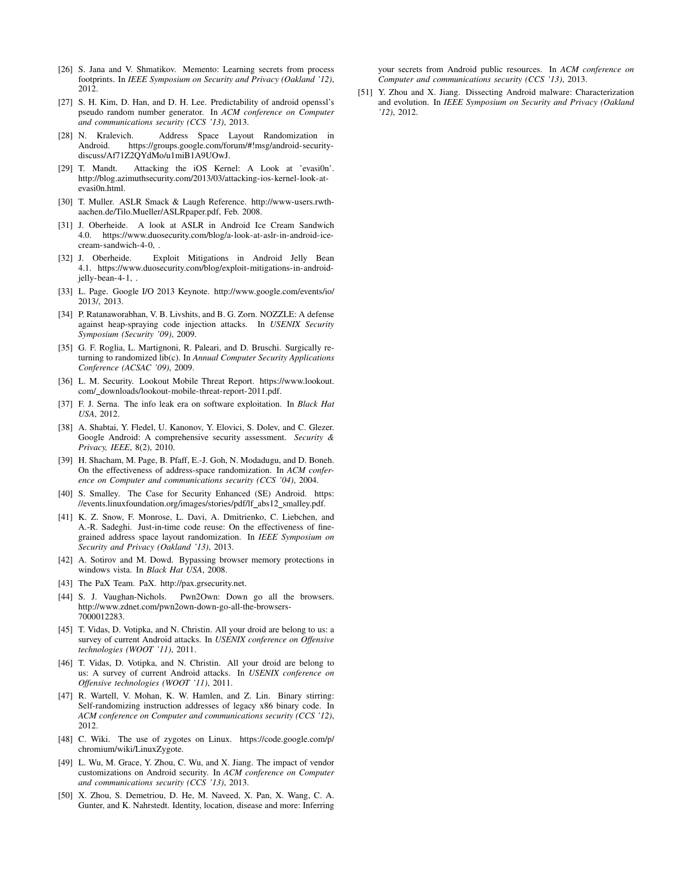[26] S. Jana and V. Shmatikov. Memento: Learning secrets from process footprints. In *IEEE Symposium on Security and Privacy (Oakland '12)*, 2012.

[27] S. H. Kim, D. Han, and D. H. Lee. Predictability of android openssl's pseudo random number generator. In *ACM conference on Computer and communications security (CCS '13)*, 2013.

[28] N. Kralevich. Address Space Layout Randomization in Android. https://groups.google.com/forum/#!msg/android-security-discuss/Af71Z2QYdMo/u1miB1A9UOwJ.

[29] T. Mandt. Attacking the iOS Kernel: A Look at 'evasi0n'. http://blog.azimuthsecurity.com/2013/03/attacking-ios-kernel-look-at-evasi0n.html.

[30] T. Muller. ASLR Smack & Laugh Reference. http://www-users.rwth-aachen.de/Tilo.Mueller/ASLRpaper.pdf, Feb. 2008.

[31] J. Oberheide. A look at ASLR in Android Ice Cream Sandwich 4.0. https://www.duosecurity.com/blog/a-look-at-aslr-in-android-ice-cream-sandwich-4-0, .

[32] J. Oberheide. Exploit Mitigations in Android Jelly Bean 4.1. https://www.duosecurity.com/blog/exploit-mitigations-in-android-jelly-bean-4-1, .

[33] L. Page. Google I/O 2013 Keynote. http://www.google.com/events/io/2013/, 2013.

[34] P. Ratanaworabhan, V. B. Livshits, and B. G. Zorn. NOZZLE: A defense against heap-spraying code injection attacks. In *USENIX Security Symposium (Security '09)*, 2009.

[35] G. F. Roglia, L. Martignoni, R. Paleari, and D. Bruschi. Surgically returning to randomized lib(c). In *Annual Computer Security Applications Conference (ACSAC '09)*, 2009.

[36] L. M. Security. Lookout Mobile Threat Report. https://www.lookout.com/_downloads/lookout-mobile-threat-report-2011.pdf.

[37] F. J. Serna. The info leak era on software exploitation. In *Black Hat USA*, 2012.

[38] A. Shabtai, Y. Fledel, U. Kanonov, Y. Elovici, S. Dolev, and C. Glezer. Google Android: A comprehensive security assessment. *Security & Privacy, IEEE*, 8(2), 2010.

[39] H. Shacham, M. Page, B. Pfaff, E.-J. Goh, N. Modadugu, and D. Boneh. On the effectiveness of address-space randomization. In *ACM conference on Computer and communications security (CCS '04)*, 2004.

[40] S. Smalley. The Case for Security Enhanced (SE) Android. https://events.linuxfoundation.org/images/stories/pdf/lf_abs12_smalley.pdf.

[41] K. Z. Snow, F. Monrose, L. Davi, A. Dmitrienko, C. Liebchen, and A.-R. Sadeghi. Just-in-time code reuse: On the effectiveness of fine-grained address space layout randomization. In *IEEE Symposium on Security and Privacy (Oakland '13)*, 2013.

[42] A. Sotirov and M. Dowd. Bypassing browser memory protections in windows vista. In *Black Hat USA*, 2008.

[43] The PaX Team. PaX. http://pax.grsecurity.net.

[44] S. J. Vaughan-Nichols. Pwn2Own: Down go all the browsers. http://www.zdnet.com/pwn2own-down-go-all-the-browsers-7000012283.

[45] T. Vidas, D. Votipka, and N. Christin. All your droid are belong to us: a survey of current Android attacks. In *USENIX conference on Offensive technologies (WOOT '11)*, 2011.

[46] T. Vidas, D. Votipka, and N. Christin. All your droid are belong to us: A survey of current Android attacks. In *USENIX conference on Offensive technologies (WOOT '11)*, 2011.

[47] R. Wartell, V. Mohan, K. W. Hamlen, and Z. Lin. Binary stirring: Self-randomizing instruction addresses of legacy x86 binary code. In *ACM conference on Computer and communications security (CCS '12)*, 2012.

[48] C. Wiki. The use of zygotes on Linux. https://code.google.com/p/chromium/wiki/LinuxZygote.

[49] L. Wu, M. Grace, Y. Zhou, C. Wu, and X. Jiang. The impact of vendor customizations on Android security. In *ACM conference on Computer and communications security (CCS '13)*, 2013.

[50] X. Zhou, S. Demetriou, D. He, M. Naveed, X. Pan, X. Wang, C. A. Gunter, and K. Nahrstedt. Identity, location, disease and more: Inferring your secrets from Android public resources. In *ACM conference on Computer and communications security (CCS '13)*, 2013.

[51] Y. Zhou and X. Jiang. Dissecting Android malware: Characterization and evolution. In *IEEE Symposium on Security and Privacy (Oakland '12)*, 2012.